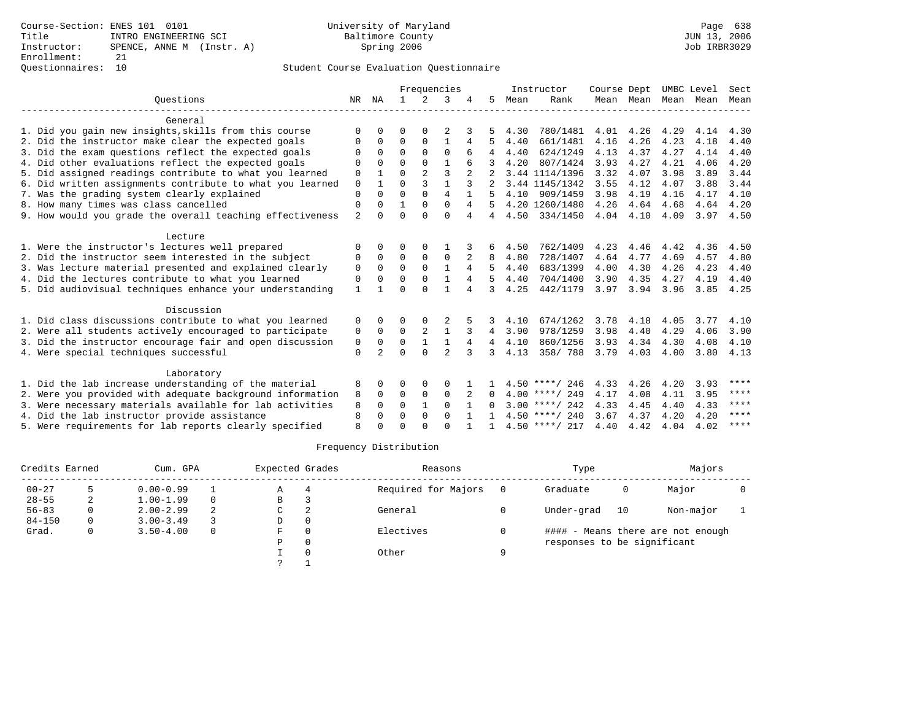Course-Section: ENES 101 0101
Title: INTRO ENGINEERING SCI
Instructor: SPENCE, ANNE M (Instr. A)
Enrollment: 21
Questionnaires: 10

University of Maryland
Baltimore County
Spring 2006

JUN 13, 2006
Job IRBR3029

## Student Course Evaluation Questionnaire

| Questions | NR | NA | 1 | 2 | 3 | 4 | 5 | Instructor Mean | Instructor Rank | Course Mean | Dept Mean | UMBC Mean | Level Mean | Sect Mean |
|---|---|---|---|---|---|---|---|---|---|---|---|---|---|---|
| **General** | | | | | | | | | | | | | | |
| 1. Did you gain new insights,skills from this course | 0 | 0 | 0 | 0 | 2 | 3 | 5 | 4.30 | 780/1481 | 4.01 | 4.26 | 4.29 | 4.14 | 4.30 |
| 2. Did the instructor make clear the expected goals | 0 | 0 | 0 | 0 | 1 | 4 | 5 | 4.40 | 661/1481 | 4.16 | 4.26 | 4.23 | 4.18 | 4.40 |
| 3. Did the exam questions reflect the expected goals | 0 | 0 | 0 | 0 | 0 | 6 | 4 | 4.40 | 624/1249 | 4.13 | 4.37 | 4.27 | 4.14 | 4.40 |
| 4. Did other evaluations reflect the expected goals | 0 | 0 | 0 | 0 | 1 | 6 | 3 | 4.20 | 807/1424 | 3.93 | 4.27 | 4.21 | 4.06 | 4.20 |
| 5. Did assigned readings contribute to what you learned | 0 | 1 | 0 | 2 | 3 | 2 | 2 | 3.44 | 1114/1396 | 3.32 | 4.07 | 3.98 | 3.89 | 3.44 |
| 6. Did written assignments contribute to what you learned | 0 | 1 | 0 | 3 | 1 | 3 | 2 | 3.44 | 1145/1342 | 3.55 | 4.12 | 4.07 | 3.88 | 3.44 |
| 7. Was the grading system clearly explained | 0 | 0 | 0 | 0 | 4 | 1 | 5 | 4.10 | 909/1459 | 3.98 | 4.19 | 4.16 | 4.17 | 4.10 |
| 8. How many times was class cancelled | 0 | 0 | 1 | 0 | 0 | 4 | 5 | 4.20 | 1260/1480 | 4.26 | 4.64 | 4.68 | 4.64 | 4.20 |
| 9. How would you grade the overall teaching effectiveness | 2 | 0 | 0 | 0 | 0 | 4 | 4 | 4.50 | 334/1450 | 4.04 | 4.10 | 4.09 | 3.97 | 4.50 |
| **Lecture** | | | | | | | | | | | | | | |
| 1. Were the instructor's lectures well prepared | 0 | 0 | 0 | 0 | 1 | 3 | 6 | 4.50 | 762/1409 | 4.23 | 4.46 | 4.42 | 4.36 | 4.50 |
| 2. Did the instructor seem interested in the subject | 0 | 0 | 0 | 0 | 0 | 2 | 8 | 4.80 | 728/1407 | 4.64 | 4.77 | 4.69 | 4.57 | 4.80 |
| 3. Was lecture material presented and explained clearly | 0 | 0 | 0 | 0 | 1 | 4 | 5 | 4.40 | 683/1399 | 4.00 | 4.30 | 4.26 | 4.23 | 4.40 |
| 4. Did the lectures contribute to what you learned | 0 | 0 | 0 | 0 | 1 | 4 | 5 | 4.40 | 704/1400 | 3.90 | 4.35 | 4.27 | 4.19 | 4.40 |
| 5. Did audiovisual techniques enhance your understanding | 1 | 1 | 0 | 0 | 1 | 4 | 3 | 4.25 | 442/1179 | 3.97 | 3.94 | 3.96 | 3.85 | 4.25 |
| **Discussion** | | | | | | | | | | | | | | |
| 1. Did class discussions contribute to what you learned | 0 | 0 | 0 | 0 | 2 | 5 | 3 | 4.10 | 674/1262 | 3.78 | 4.18 | 4.05 | 3.77 | 4.10 |
| 2. Were all students actively encouraged to participate | 0 | 0 | 0 | 2 | 1 | 3 | 4 | 3.90 | 978/1259 | 3.98 | 4.40 | 4.29 | 4.06 | 3.90 |
| 3. Did the instructor encourage fair and open discussion | 0 | 0 | 0 | 1 | 1 | 4 | 4 | 4.10 | 860/1256 | 3.93 | 4.34 | 4.30 | 4.08 | 4.10 |
| 4. Were special techniques successful | 0 | 2 | 0 | 0 | 2 | 3 | 3 | 4.13 | 358/ 788 | 3.79 | 4.03 | 4.00 | 3.80 | 4.13 |
| **Laboratory** | | | | | | | | | | | | | | |
| 1. Did the lab increase understanding of the material | 8 | 0 | 0 | 0 | 0 | 1 | 1 | 4.50 | ****/ 246 | 4.33 | 4.26 | 4.20 | 3.93 | **** |
| 2. Were you provided with adequate background information | 8 | 0 | 0 | 0 | 0 | 2 | 0 | 4.00 | ****/ 249 | 4.17 | 4.08 | 4.11 | 3.95 | **** |
| 3. Were necessary materials available for lab activities | 8 | 0 | 0 | 1 | 0 | 1 | 0 | 3.00 | ****/ 242 | 4.33 | 4.45 | 4.40 | 4.33 | **** |
| 4. Did the lab instructor provide assistance | 8 | 0 | 0 | 0 | 0 | 1 | 1 | 4.50 | ****/ 240 | 3.67 | 4.37 | 4.20 | 4.20 | **** |
| 5. Were requirements for lab reports clearly specified | 8 | 0 | 0 | 0 | 0 | 1 | 1 | 4.50 | ****/ 217 | 4.40 | 4.42 | 4.04 | 4.02 | **** |

## Frequency Distribution

| Credits Earned | | Cum. GPA | | Expected Grades | | Reasons | | Type | | Majors | |
|---|---|---|---|---|---|---|---|---|---|---|---|
| 00-27 | 5 | 0.00-0.99 | 1 | A | 4 | Required for Majors | 0 | Graduate | 0 | Major | 0 |
| 28-55 | 2 | 1.00-1.99 | 0 | B | 3 | | | | | | |
| 56-83 | 0 | 2.00-2.99 | 2 | C | 2 | General | 0 | Under-grad | 10 | Non-major | 1 |
| 84-150 | 0 | 3.00-3.49 | 3 | D | 0 | | | | | | |
| Grad. | 0 | 3.50-4.00 | 0 | F | 0 | Electives | 0 | #### - Means there are not enough responses to be significant | | | |
| | | | | P | 0 | | | | | | |
| | | | | I | 0 | Other | 9 | | | | |
| | | | | ? | 1 | | | | | | |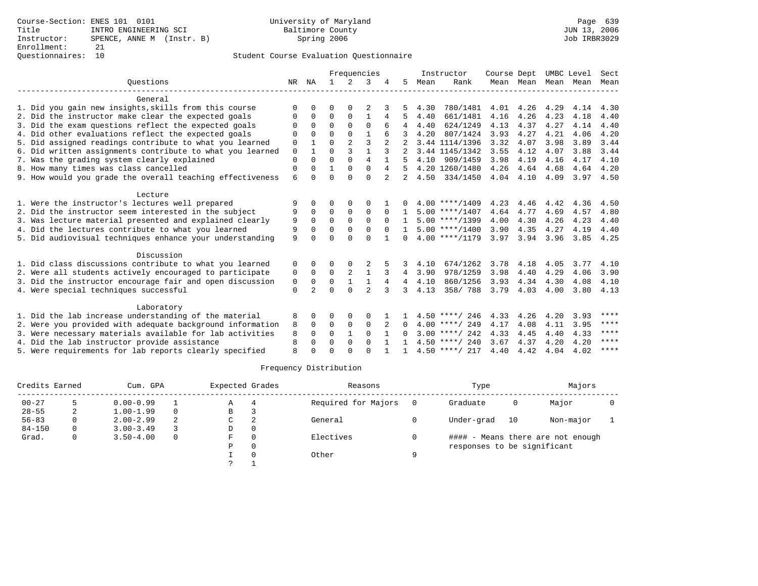Course-Section: ENES 101 0101
Title: INTRO ENGINEERING SCI
Instructor: SPENCE, ANNE M (Instr. B)
Enrollment: 21
Questionnaires: 10

University of Maryland Baltimore County
Spring 2006

JUN 13, 2006
Job IRBR3029

## Student Course Evaluation Questionnaire

| Questions | NR | NA | 1 | 2 | 3 | 4 | 5 | Instructor Mean | Instructor Rank | Course Mean | Dept Mean | UMBC Mean | Level Mean | Sect Mean |
|---|---|---|---|---|---|---|---|---|---|---|---|---|---|---|
| **General** | | | | | | | | | | | | | | |
| 1. Did you gain new insights,skills from this course | 0 | 0 | 0 | 0 | 2 | 3 | 5 | 4.30 | 780/1481 | 4.01 | 4.26 | 4.29 | 4.14 | 4.30 |
| 2. Did the instructor make clear the expected goals | 0 | 0 | 0 | 0 | 1 | 4 | 5 | 4.40 | 661/1481 | 4.16 | 4.26 | 4.23 | 4.18 | 4.40 |
| 3. Did the exam questions reflect the expected goals | 0 | 0 | 0 | 0 | 0 | 6 | 4 | 4.40 | 624/1249 | 4.13 | 4.37 | 4.27 | 4.14 | 4.40 |
| 4. Did other evaluations reflect the expected goals | 0 | 0 | 0 | 0 | 1 | 6 | 3 | 4.20 | 807/1424 | 3.93 | 4.27 | 4.21 | 4.06 | 4.20 |
| 5. Did assigned readings contribute to what you learned | 0 | 1 | 0 | 2 | 3 | 2 | 2 | 3.44 | 1114/1396 | 3.32 | 4.07 | 3.98 | 3.89 | 3.44 |
| 6. Did written assignments contribute to what you learned | 0 | 1 | 0 | 3 | 1 | 3 | 2 | 3.44 | 1145/1342 | 3.55 | 4.12 | 4.07 | 3.88 | 3.44 |
| 7. Was the grading system clearly explained | 0 | 0 | 0 | 0 | 4 | 1 | 5 | 4.10 | 909/1459 | 3.98 | 4.19 | 4.16 | 4.17 | 4.10 |
| 8. How many times was class cancelled | 0 | 0 | 1 | 0 | 0 | 4 | 5 | 4.20 | 1260/1480 | 4.26 | 4.64 | 4.68 | 4.64 | 4.20 |
| 9. How would you grade the overall teaching effectiveness | 6 | 0 | 0 | 0 | 0 | 2 | 2 | 4.50 | 334/1450 | 4.04 | 4.10 | 4.09 | 3.97 | 4.50 |
| **Lecture** | | | | | | | | | | | | | | |
| 1. Were the instructor's lectures well prepared | 9 | 0 | 0 | 0 | 0 | 1 | 0 | 4.00 | ****/1409 | 4.23 | 4.46 | 4.42 | 4.36 | 4.50 |
| 2. Did the instructor seem interested in the subject | 9 | 0 | 0 | 0 | 0 | 0 | 1 | 5.00 | ****/1407 | 4.64 | 4.77 | 4.69 | 4.57 | 4.80 |
| 3. Was lecture material presented and explained clearly | 9 | 0 | 0 | 0 | 0 | 0 | 1 | 5.00 | ****/1399 | 4.00 | 4.30 | 4.26 | 4.23 | 4.40 |
| 4. Did the lectures contribute to what you learned | 9 | 0 | 0 | 0 | 0 | 0 | 1 | 5.00 | ****/1400 | 3.90 | 4.35 | 4.27 | 4.19 | 4.40 |
| 5. Did audiovisual techniques enhance your understanding | 9 | 0 | 0 | 0 | 0 | 1 | 0 | 4.00 | ****/1179 | 3.97 | 3.94 | 3.96 | 3.85 | 4.25 |
| **Discussion** | | | | | | | | | | | | | | |
| 1. Did class discussions contribute to what you learned | 0 | 0 | 0 | 0 | 2 | 5 | 3 | 4.10 | 674/1262 | 3.78 | 4.18 | 4.05 | 3.77 | 4.10 |
| 2. Were all students actively encouraged to participate | 0 | 0 | 0 | 2 | 1 | 3 | 4 | 3.90 | 978/1259 | 3.98 | 4.40 | 4.29 | 4.06 | 3.90 |
| 3. Did the instructor encourage fair and open discussion | 0 | 0 | 0 | 1 | 1 | 4 | 4 | 4.10 | 860/1256 | 3.93 | 4.34 | 4.30 | 4.08 | 4.10 |
| 4. Were special techniques successful | 0 | 2 | 0 | 0 | 2 | 3 | 3 | 4.13 | 358/ 788 | 3.79 | 4.03 | 4.00 | 3.80 | 4.13 |
| **Laboratory** | | | | | | | | | | | | | | |
| 1. Did the lab increase understanding of the material | 8 | 0 | 0 | 0 | 0 | 1 | 1 | 4.50 | ****/ 246 | 4.33 | 4.26 | 4.20 | 3.93 | **** |
| 2. Were you provided with adequate background information | 8 | 0 | 0 | 0 | 0 | 2 | 0 | 4.00 | ****/ 249 | 4.17 | 4.08 | 4.11 | 3.95 | **** |
| 3. Were necessary materials available for lab activities | 8 | 0 | 0 | 1 | 0 | 1 | 0 | 3.00 | ****/ 242 | 4.33 | 4.45 | 4.40 | 4.33 | **** |
| 4. Did the lab instructor provide assistance | 8 | 0 | 0 | 0 | 0 | 1 | 1 | 4.50 | ****/ 240 | 3.67 | 4.37 | 4.20 | 4.20 | **** |
| 5. Were requirements for lab reports clearly specified | 8 | 0 | 0 | 0 | 0 | 1 | 1 | 4.50 | ****/ 217 | 4.40 | 4.42 | 4.04 | 4.02 | **** |

## Frequency Distribution

| Credits Earned | | Cum. GPA | | Expected Grades | | Reasons | | Type | | Majors | |
|---|---|---|---|---|---|---|---|---|---|---|---|
| 00-27 | 5 | 0.00-0.99 | 1 | A | 4 | Required for Majors | 0 | Graduate | 0 | Major | 0 |
| 28-55 | 2 | 1.00-1.99 | 0 | B | 3 | | | | | | |
| 56-83 | 0 | 2.00-2.99 | 2 | C | 2 | General | 0 | Under-grad | 10 | Non-major | 1 |
| 84-150 | 0 | 3.00-3.49 | 3 | D | 0 | | | | | | |
| Grad. | 0 | 3.50-4.00 | 0 | F | 0 | Electives | 0 | #### - Means there are not enough responses to be significant | | | |
| | | | | P | 0 | | | | | | |
| | | | | I | 0 | Other | 9 | | | | |
| | | | | ? | 1 | | | | | | |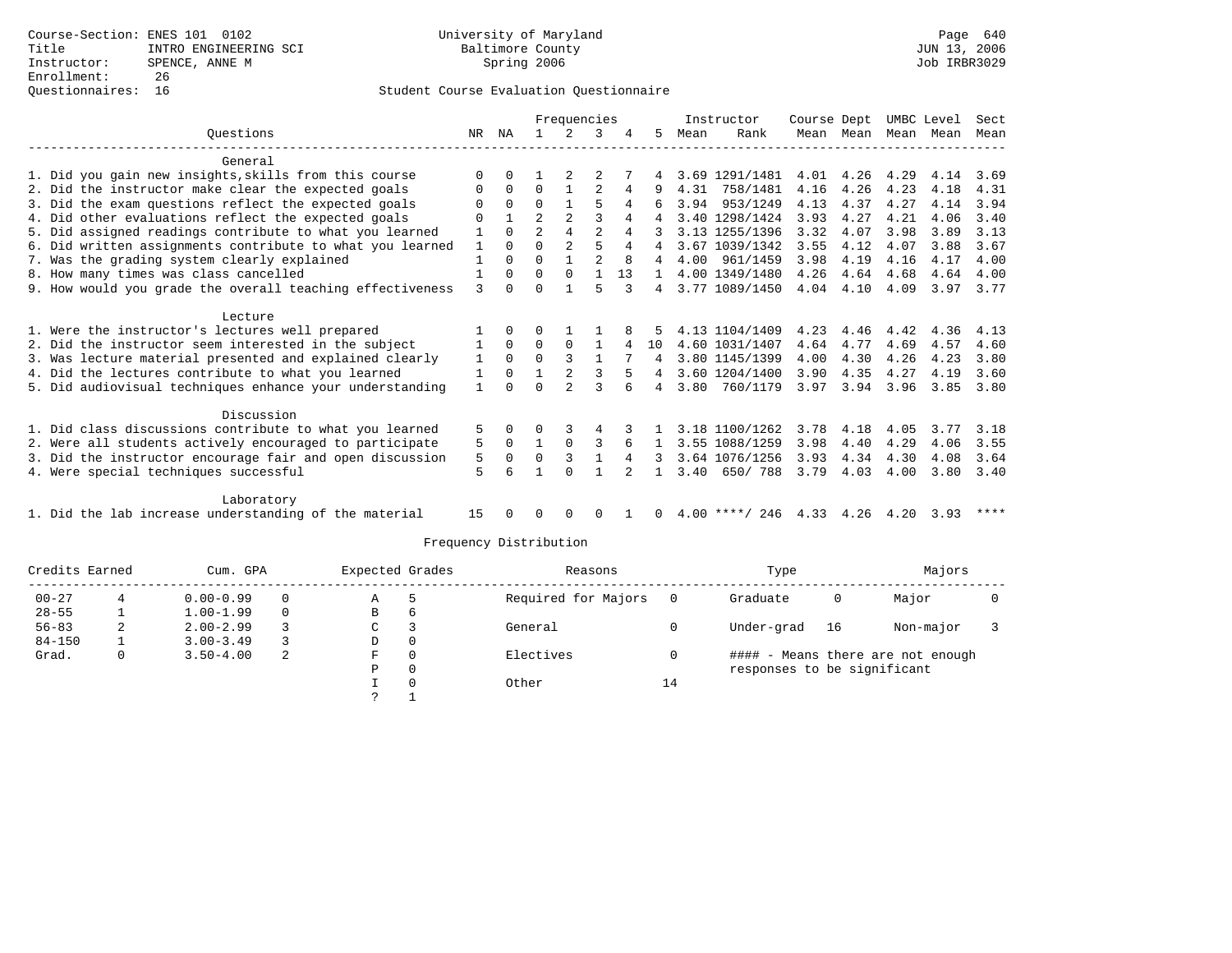Course-Section: ENES 101 0102
Title: INTRO ENGINEERING SCI
Instructor: SPENCE, ANNE M
Enrollment: 26
Questionnaires: 16

University of Maryland
Baltimore County
Spring 2006

JUN 13, 2006
Job IRBR3029

## Student Course Evaluation Questionnaire

| Questions | NR | NA | 1 | 2 | 3 | 4 | 5 | Instructor Mean | Instructor Rank | Course Mean | Dept Mean | UMBC Mean | Level Mean | Sect Mean |
|---|---|---|---|---|---|---|---|---|---|---|---|---|---|---|
| **General** | | | | | | | | | | | | | | |
| 1. Did you gain new insights,skills from this course | 0 | 0 | 1 | 2 | 2 | 7 | 4 | 3.69 | 1291/1481 | 4.01 | 4.26 | 4.29 | 4.14 | 3.69 |
| 2. Did the instructor make clear the expected goals | 0 | 0 | 0 | 1 | 2 | 4 | 9 | 4.31 | 758/1481 | 4.16 | 4.26 | 4.23 | 4.18 | 4.31 |
| 3. Did the exam questions reflect the expected goals | 0 | 0 | 0 | 1 | 5 | 4 | 6 | 3.94 | 953/1249 | 4.13 | 4.37 | 4.27 | 4.14 | 3.94 |
| 4. Did other evaluations reflect the expected goals | 0 | 1 | 2 | 2 | 3 | 4 | 4 | 3.40 | 1298/1424 | 3.93 | 4.27 | 4.21 | 4.06 | 3.40 |
| 5. Did assigned readings contribute to what you learned | 1 | 0 | 2 | 4 | 2 | 4 | 3 | 3.13 | 1255/1396 | 3.32 | 4.07 | 3.98 | 3.89 | 3.13 |
| 6. Did written assignments contribute to what you learned | 1 | 0 | 0 | 2 | 5 | 4 | 4 | 3.67 | 1039/1342 | 3.55 | 4.12 | 4.07 | 3.88 | 3.67 |
| 7. Was the grading system clearly explained | 1 | 0 | 0 | 1 | 2 | 8 | 4 | 4.00 | 961/1459 | 3.98 | 4.19 | 4.16 | 4.17 | 4.00 |
| 8. How many times was class cancelled | 1 | 0 | 0 | 0 | 1 | 13 | 1 | 4.00 | 1349/1480 | 4.26 | 4.64 | 4.68 | 4.64 | 4.00 |
| 9. How would you grade the overall teaching effectiveness | 3 | 0 | 0 | 1 | 5 | 3 | 4 | 3.77 | 1089/1450 | 4.04 | 4.10 | 4.09 | 3.97 | 3.77 |
| **Lecture** | | | | | | | | | | | | | | |
| 1. Were the instructor's lectures well prepared | 1 | 0 | 0 | 1 | 1 | 8 | 5 | 4.13 | 1104/1409 | 4.23 | 4.46 | 4.42 | 4.36 | 4.13 |
| 2. Did the instructor seem interested in the subject | 1 | 0 | 0 | 0 | 1 | 4 | 10 | 4.60 | 1031/1407 | 4.64 | 4.77 | 4.69 | 4.57 | 4.60 |
| 3. Was lecture material presented and explained clearly | 1 | 0 | 0 | 3 | 1 | 7 | 4 | 3.80 | 1145/1399 | 4.00 | 4.30 | 4.26 | 4.23 | 3.80 |
| 4. Did the lectures contribute to what you learned | 1 | 0 | 1 | 2 | 3 | 5 | 4 | 3.60 | 1204/1400 | 3.90 | 4.35 | 4.27 | 4.19 | 3.60 |
| 5. Did audiovisual techniques enhance your understanding | 1 | 0 | 0 | 2 | 3 | 6 | 4 | 3.80 | 760/1179 | 3.97 | 3.94 | 3.96 | 3.85 | 3.80 |
| **Discussion** | | | | | | | | | | | | | | |
| 1. Did class discussions contribute to what you learned | 5 | 0 | 0 | 3 | 4 | 3 | 1 | 3.18 | 1100/1262 | 3.78 | 4.18 | 4.05 | 3.77 | 3.18 |
| 2. Were all students actively encouraged to participate | 5 | 0 | 1 | 0 | 3 | 6 | 1 | 3.55 | 1088/1259 | 3.98 | 4.40 | 4.29 | 4.06 | 3.55 |
| 3. Did the instructor encourage fair and open discussion | 5 | 0 | 0 | 3 | 1 | 4 | 3 | 3.64 | 1076/1256 | 3.93 | 4.34 | 4.30 | 4.08 | 3.64 |
| 4. Were special techniques successful | 5 | 6 | 1 | 0 | 1 | 2 | 1 | 3.40 | 650/ 788 | 3.79 | 4.03 | 4.00 | 3.80 | 3.40 |
| **Laboratory** | | | | | | | | | | | | | | |
| 1. Did the lab increase understanding of the material | 15 | 0 | 0 | 0 | 0 | 1 | 0 | 4.00 | ****/ 246 | 4.33 | 4.26 | 4.20 | 3.93 | **** |

## Frequency Distribution

| Credits Earned | | Cum. GPA | | Expected Grades | | Reasons | | Type | | Majors | |
|---|---|---|---|---|---|---|---|---|---|---|---|
| 00-27 | 4 | 0.00-0.99 | 0 | A | 5 | Required for Majors | 0 | Graduate | 0 | Major | 0 |
| 28-55 | 1 | 1.00-1.99 | 0 | B | 6 | | | | | | |
| 56-83 | 2 | 2.00-2.99 | 3 | C | 3 | General | 0 | Under-grad | 16 | Non-major | 3 |
| 84-150 | 1 | 3.00-3.49 | 3 | D | 0 | | | | | | |
| Grad. | 0 | 3.50-4.00 | 2 | F | 0 | Electives | 0 | #### - Means there are not enough responses to be significant | | | |
| | | | | P | 0 | | | | | | |
| | | | | I | 0 | Other | 14 | | | | |
| | | | | ? | 1 | | | | | | |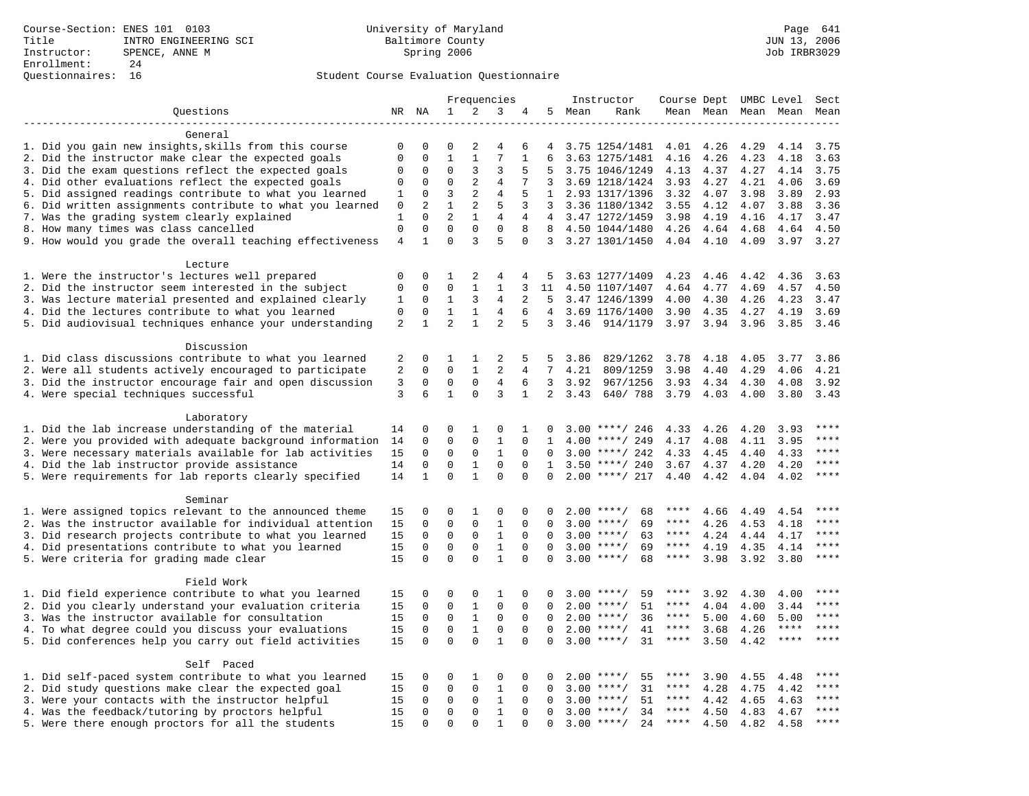Course-Section: ENES 101 0103
Title: INTRO ENGINEERING SCI
Instructor: SPENCE, ANNE M
Enrollment: 24
Questionnaires: 16

University of Maryland
Baltimore County
Spring 2006

JUN 13, 2006
Job IRBR3029

## Student Course Evaluation Questionnaire

| Questions | NR | NA | 1 | 2 | 3 | 4 | 5 | Instructor Mean | Instructor Rank | Course Mean | Dept Mean | UMBC Level Mean | Level Mean | Sect Mean |
|---|---|---|---|---|---|---|---|---|---|---|---|---|---|---|
| **General** | | | | | | | | | | | | | | |
| 1. Did you gain new insights,skills from this course | 0 | 0 | 0 | 2 | 4 | 6 | 4 | 3.75 | 1254/1481 | 4.01 | 4.26 | 4.29 | 4.14 | 3.75 |
| 2. Did the instructor make clear the expected goals | 0 | 0 | 1 | 1 | 7 | 1 | 6 | 3.63 | 1275/1481 | 4.16 | 4.26 | 4.23 | 4.18 | 3.63 |
| 3. Did the exam questions reflect the expected goals | 0 | 0 | 0 | 3 | 3 | 5 | 5 | 3.75 | 1046/1249 | 4.13 | 4.37 | 4.27 | 4.14 | 3.75 |
| 4. Did other evaluations reflect the expected goals | 0 | 0 | 0 | 2 | 4 | 7 | 3 | 3.69 | 1218/1424 | 3.93 | 4.27 | 4.21 | 4.06 | 3.69 |
| 5. Did assigned readings contribute to what you learned | 1 | 0 | 3 | 2 | 4 | 5 | 1 | 2.93 | 1317/1396 | 3.32 | 4.07 | 3.98 | 3.89 | 2.93 |
| 6. Did written assignments contribute to what you learned | 0 | 2 | 1 | 2 | 5 | 3 | 3 | 3.36 | 1180/1342 | 3.55 | 4.12 | 4.07 | 3.88 | 3.36 |
| 7. Was the grading system clearly explained | 1 | 0 | 2 | 1 | 4 | 4 | 4 | 3.47 | 1272/1459 | 3.98 | 4.19 | 4.16 | 4.17 | 3.47 |
| 8. How many times was class cancelled | 0 | 0 | 0 | 0 | 0 | 8 | 8 | 4.50 | 1044/1480 | 4.26 | 4.64 | 4.68 | 4.64 | 4.50 |
| 9. How would you grade the overall teaching effectiveness | 4 | 1 | 0 | 3 | 5 | 0 | 3 | 3.27 | 1301/1450 | 4.04 | 4.10 | 4.09 | 3.97 | 3.27 |
| **Lecture** | | | | | | | | | | | | | | |
| 1. Were the instructor's lectures well prepared | 0 | 0 | 1 | 2 | 4 | 4 | 5 | 3.63 | 1277/1409 | 4.23 | 4.46 | 4.42 | 4.36 | 3.63 |
| 2. Did the instructor seem interested in the subject | 0 | 0 | 0 | 1 | 1 | 3 | 11 | 4.50 | 1107/1407 | 4.64 | 4.77 | 4.69 | 4.57 | 4.50 |
| 3. Was lecture material presented and explained clearly | 1 | 0 | 1 | 3 | 4 | 2 | 5 | 3.47 | 1246/1399 | 4.00 | 4.30 | 4.26 | 4.23 | 3.47 |
| 4. Did the lectures contribute to what you learned | 0 | 0 | 1 | 1 | 4 | 6 | 4 | 3.69 | 1176/1400 | 3.90 | 4.35 | 4.27 | 4.19 | 3.69 |
| 5. Did audiovisual techniques enhance your understanding | 2 | 1 | 2 | 1 | 2 | 5 | 3 | 3.46 | 914/1179 | 3.97 | 3.94 | 3.96 | 3.85 | 3.46 |
| **Discussion** | | | | | | | | | | | | | | |
| 1. Did class discussions contribute to what you learned | 2 | 0 | 1 | 1 | 2 | 5 | 5 | 3.86 | 829/1262 | 3.78 | 4.18 | 4.05 | 3.77 | 3.86 |
| 2. Were all students actively encouraged to participate | 2 | 0 | 0 | 1 | 2 | 4 | 7 | 4.21 | 809/1259 | 3.98 | 4.40 | 4.29 | 4.06 | 4.21 |
| 3. Did the instructor encourage fair and open discussion | 3 | 0 | 0 | 0 | 4 | 6 | 3 | 3.92 | 967/1256 | 3.93 | 4.34 | 4.30 | 4.08 | 3.92 |
| 4. Were special techniques successful | 3 | 6 | 1 | 0 | 3 | 1 | 2 | 3.43 | 640/ 788 | 3.79 | 4.03 | 4.00 | 3.80 | 3.43 |
| **Laboratory** | | | | | | | | | | | | | | |
| 1. Did the lab increase understanding of the material | 14 | 0 | 0 | 1 | 0 | 1 | 0 | 3.00 | ****/ 246 | 4.33 | 4.26 | 4.20 | 3.93 | **** |
| 2. Were you provided with adequate background information | 14 | 0 | 0 | 0 | 1 | 0 | 1 | 4.00 | ****/ 249 | 4.17 | 4.08 | 4.11 | 3.95 | **** |
| 3. Were necessary materials available for lab activities | 15 | 0 | 0 | 0 | 1 | 0 | 0 | 3.00 | ****/ 242 | 4.33 | 4.45 | 4.40 | 4.33 | **** |
| 4. Did the lab instructor provide assistance | 14 | 0 | 0 | 1 | 0 | 0 | 1 | 3.50 | ****/ 240 | 3.67 | 4.37 | 4.20 | 4.20 | **** |
| 5. Were requirements for lab reports clearly specified | 14 | 1 | 0 | 1 | 0 | 0 | 0 | 2.00 | ****/ 217 | 4.40 | 4.42 | 4.04 | 4.02 | **** |
| **Seminar** | | | | | | | | | | | | | | |
| 1. Were assigned topics relevant to the announced theme | 15 | 0 | 0 | 1 | 0 | 0 | 0 | 2.00 | ****/ 68 | **** | 4.66 | 4.49 | 4.54 | **** |
| 2. Was the instructor available for individual attention | 15 | 0 | 0 | 0 | 1 | 0 | 0 | 3.00 | ****/ 69 | **** | 4.26 | 4.53 | 4.18 | **** |
| 3. Did research projects contribute to what you learned | 15 | 0 | 0 | 0 | 1 | 0 | 0 | 3.00 | ****/ 63 | **** | 4.24 | 4.44 | 4.17 | **** |
| 4. Did presentations contribute to what you learned | 15 | 0 | 0 | 0 | 1 | 0 | 0 | 3.00 | ****/ 69 | **** | 4.19 | 4.35 | 4.14 | **** |
| 5. Were criteria for grading made clear | 15 | 0 | 0 | 0 | 1 | 0 | 0 | 3.00 | ****/ 68 | **** | 3.98 | 3.92 | 3.80 | **** |
| **Field Work** | | | | | | | | | | | | | | |
| 1. Did field experience contribute to what you learned | 15 | 0 | 0 | 0 | 1 | 0 | 0 | 3.00 | ****/ 59 | **** | 3.92 | 4.30 | 4.00 | **** |
| 2. Did you clearly understand your evaluation criteria | 15 | 0 | 0 | 1 | 0 | 0 | 0 | 2.00 | ****/ 51 | **** | 4.04 | 4.00 | 3.44 | **** |
| 3. Was the instructor available for consultation | 15 | 0 | 0 | 1 | 0 | 0 | 0 | 2.00 | ****/ 36 | **** | 5.00 | 4.60 | 5.00 | **** |
| 4. To what degree could you discuss your evaluations | 15 | 0 | 0 | 1 | 0 | 0 | 0 | 2.00 | ****/ 41 | **** | 3.68 | 4.26 | **** | **** |
| 5. Did conferences help you carry out field activities | 15 | 0 | 0 | 0 | 1 | 0 | 0 | 3.00 | ****/ 31 | **** | 3.50 | 4.42 | **** | **** |
| **Self Paced** | | | | | | | | | | | | | | |
| 1. Did self-paced system contribute to what you learned | 15 | 0 | 0 | 1 | 0 | 0 | 0 | 2.00 | ****/ 55 | **** | 3.90 | 4.55 | 4.48 | **** |
| 2. Did study questions make clear the expected goal | 15 | 0 | 0 | 0 | 1 | 0 | 0 | 3.00 | ****/ 31 | **** | 4.28 | 4.75 | 4.42 | **** |
| 3. Were your contacts with the instructor helpful | 15 | 0 | 0 | 0 | 1 | 0 | 0 | 3.00 | ****/ 51 | **** | 4.42 | 4.65 | 4.63 | **** |
| 4. Was the feedback/tutoring by proctors helpful | 15 | 0 | 0 | 0 | 1 | 0 | 0 | 3.00 | ****/ 34 | **** | 4.50 | 4.83 | 4.67 | **** |
| 5. Were there enough proctors for all the students | 15 | 0 | 0 | 0 | 1 | 0 | 0 | 3.00 | ****/ 24 | **** | 4.50 | 4.82 | 4.58 | **** |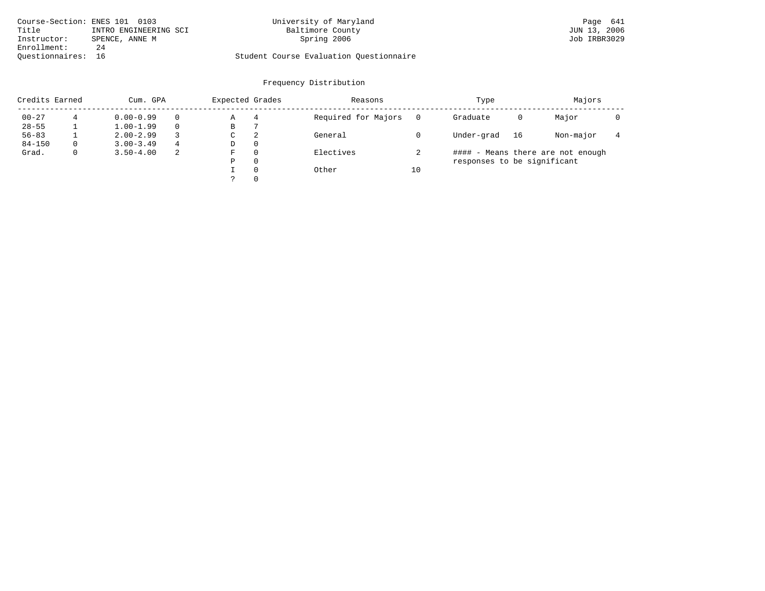Course-Section: ENES 101 0103
Title: INTRO ENGINEERING SCI
Instructor: SPENCE, ANNE M
Enrollment: 24
Questionnaires: 16

University of Maryland
Baltimore County
Spring 2006

Student Course Evaluation Questionnaire

JUN 13, 2006
Job IRBR3029

## Frequency Distribution

| Credits Earned | | Cum. GPA | | Expected Grades | | Reasons | | Type | | Majors | |
|---|---|---|---|---|---|---|---|---|---|---|---|
| 00-27 | 4 | 0.00-0.99 | 0 | A | 4 | Required for Majors | 0 | Graduate | 0 | Major | 0 |
| 28-55 | 1 | 1.00-1.99 | 0 | B | 7 | | | | | | |
| 56-83 | 1 | 2.00-2.99 | 3 | C | 2 | General | 0 | Under-grad | 16 | Non-major | 4 |
| 84-150 | 0 | 3.00-3.49 | 4 | D | 0 | | | | | | |
| Grad. | 0 | 3.50-4.00 | 2 | F | 0 | Electives | 2 | | | | |
| | | | | P | 0 | | | | | | |
| | | | | I | 0 | Other | 10 | | | | |
| | | | | ? | 0 | | | | | | |

#### - Means there are not enough responses to be significant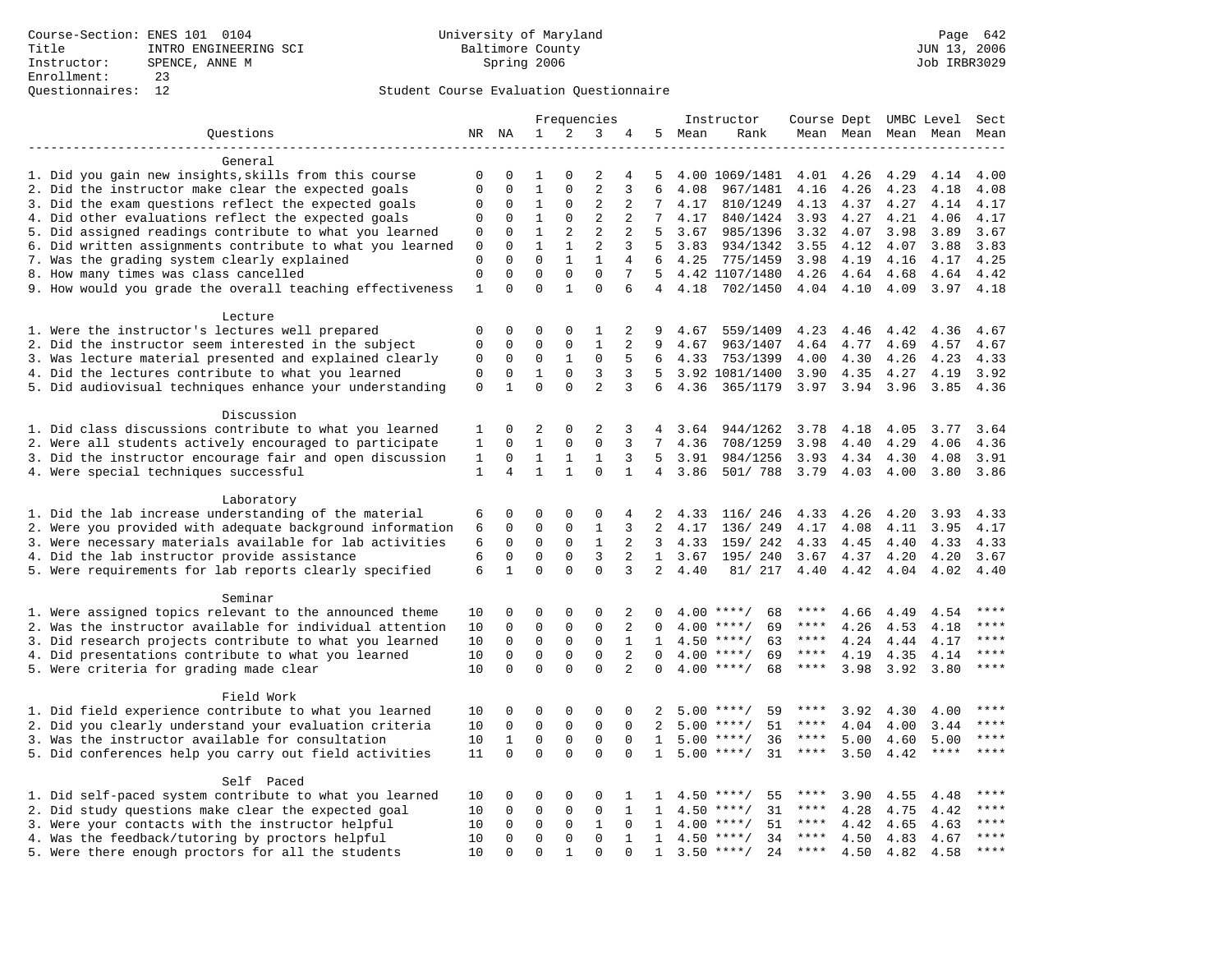Course-Section: ENES 101 0104
Title: INTRO ENGINEERING SCI
Instructor: SPENCE, ANNE M
Enrollment: 23
Questionnaires: 12

University of Maryland
Baltimore County
Spring 2006

JUN 13, 2006
Job IRBR3029

Student Course Evaluation Questionnaire

| Questions | NR | NA | 1 | 2 | 3 | 4 | 5 | Instructor Mean | Instructor Rank | Course Mean | Dept Mean | UMBC Mean | Level Mean | Sect Mean |
|---|---|---|---|---|---|---|---|---|---|---|---|---|---|---|
| **General** | | | | | | | | | | | | | | |
| 1. Did you gain new insights,skills from this course | 0 | 0 | 1 | 0 | 2 | 4 | 5 | 4.00 | 1069/1481 | 4.01 | 4.26 | 4.29 | 4.14 | 4.00 |
| 2. Did the instructor make clear the expected goals | 0 | 0 | 1 | 0 | 2 | 3 | 6 | 4.08 | 967/1481 | 4.16 | 4.26 | 4.23 | 4.18 | 4.08 |
| 3. Did the exam questions reflect the expected goals | 0 | 0 | 1 | 0 | 2 | 2 | 7 | 4.17 | 810/1249 | 4.13 | 4.37 | 4.27 | 4.14 | 4.17 |
| 4. Did other evaluations reflect the expected goals | 0 | 0 | 1 | 0 | 2 | 2 | 7 | 4.17 | 840/1424 | 3.93 | 4.27 | 4.21 | 4.06 | 4.17 |
| 5. Did assigned readings contribute to what you learned | 0 | 0 | 1 | 2 | 2 | 2 | 5 | 3.67 | 985/1396 | 3.32 | 4.07 | 3.98 | 3.89 | 3.67 |
| 6. Did written assignments contribute to what you learned | 0 | 0 | 1 | 1 | 2 | 3 | 5 | 3.83 | 934/1342 | 3.55 | 4.12 | 4.07 | 3.88 | 3.83 |
| 7. Was the grading system clearly explained | 0 | 0 | 0 | 1 | 1 | 4 | 6 | 4.25 | 775/1459 | 3.98 | 4.19 | 4.16 | 4.17 | 4.25 |
| 8. How many times was class cancelled | 0 | 0 | 0 | 0 | 0 | 7 | 5 | 4.42 | 1107/1480 | 4.26 | 4.64 | 4.68 | 4.64 | 4.42 |
| 9. How would you grade the overall teaching effectiveness | 1 | 0 | 0 | 1 | 0 | 6 | 4 | 4.18 | 702/1450 | 4.04 | 4.10 | 4.09 | 3.97 | 4.18 |
| **Lecture** | | | | | | | | | | | | | | |
| 1. Were the instructor's lectures well prepared | 0 | 0 | 0 | 0 | 1 | 2 | 9 | 4.67 | 559/1409 | 4.23 | 4.46 | 4.42 | 4.36 | 4.67 |
| 2. Did the instructor seem interested in the subject | 0 | 0 | 0 | 0 | 1 | 2 | 9 | 4.67 | 963/1407 | 4.64 | 4.77 | 4.69 | 4.57 | 4.67 |
| 3. Was lecture material presented and explained clearly | 0 | 0 | 0 | 1 | 0 | 5 | 6 | 4.33 | 753/1399 | 4.00 | 4.30 | 4.26 | 4.23 | 4.33 |
| 4. Did the lectures contribute to what you learned | 0 | 0 | 1 | 0 | 3 | 3 | 5 | 3.92 | 1081/1400 | 3.90 | 4.35 | 4.27 | 4.19 | 3.92 |
| 5. Did audiovisual techniques enhance your understanding | 0 | 1 | 0 | 0 | 2 | 3 | 6 | 4.36 | 365/1179 | 3.97 | 3.94 | 3.96 | 3.85 | 4.36 |
| **Discussion** | | | | | | | | | | | | | | |
| 1. Did class discussions contribute to what you learned | 1 | 0 | 2 | 0 | 2 | 3 | 4 | 3.64 | 944/1262 | 3.78 | 4.18 | 4.05 | 3.77 | 3.64 |
| 2. Were all students actively encouraged to participate | 1 | 0 | 1 | 0 | 0 | 3 | 7 | 4.36 | 708/1259 | 3.98 | 4.40 | 4.29 | 4.06 | 4.36 |
| 3. Did the instructor encourage fair and open discussion | 1 | 0 | 1 | 1 | 1 | 3 | 5 | 3.91 | 984/1256 | 3.93 | 4.34 | 4.30 | 4.08 | 3.91 |
| 4. Were special techniques successful | 1 | 4 | 1 | 1 | 0 | 1 | 4 | 3.86 | 501/ 788 | 3.79 | 4.03 | 4.00 | 3.80 | 3.86 |
| **Laboratory** | | | | | | | | | | | | | | |
| 1. Did the lab increase understanding of the material | 6 | 0 | 0 | 0 | 0 | 4 | 2 | 4.33 | 116/ 246 | 4.33 | 4.26 | 4.20 | 3.93 | 4.33 |
| 2. Were you provided with adequate background information | 6 | 0 | 0 | 0 | 1 | 3 | 2 | 4.17 | 136/ 249 | 4.17 | 4.08 | 4.11 | 3.95 | 4.17 |
| 3. Were necessary materials available for lab activities | 6 | 0 | 0 | 0 | 1 | 2 | 3 | 4.33 | 159/ 242 | 4.33 | 4.45 | 4.40 | 4.33 | 4.33 |
| 4. Did the lab instructor provide assistance | 6 | 0 | 0 | 0 | 3 | 2 | 1 | 3.67 | 195/ 240 | 3.67 | 4.37 | 4.20 | 4.20 | 3.67 |
| 5. Were requirements for lab reports clearly specified | 6 | 1 | 0 | 0 | 0 | 3 | 2 | 4.40 | 81/ 217 | 4.40 | 4.42 | 4.04 | 4.02 | 4.40 |
| **Seminar** | | | | | | | | | | | | | | |
| 1. Were assigned topics relevant to the announced theme | 10 | 0 | 0 | 0 | 0 | 2 | 0 | 4.00 | ****/ 68 | **** | 4.66 | 4.49 | 4.54 | **** |
| 2. Was the instructor available for individual attention | 10 | 0 | 0 | 0 | 0 | 2 | 0 | 4.00 | ****/ 69 | **** | 4.26 | 4.53 | 4.18 | **** |
| 3. Did research projects contribute to what you learned | 10 | 0 | 0 | 0 | 0 | 1 | 1 | 4.50 | ****/ 63 | **** | 4.24 | 4.44 | 4.17 | **** |
| 4. Did presentations contribute to what you learned | 10 | 0 | 0 | 0 | 0 | 2 | 0 | 4.00 | ****/ 69 | **** | 4.19 | 4.35 | 4.14 | **** |
| 5. Were criteria for grading made clear | 10 | 0 | 0 | 0 | 0 | 2 | 0 | 4.00 | ****/ 68 | **** | 3.98 | 3.92 | 3.80 | **** |
| **Field Work** | | | | | | | | | | | | | | |
| 1. Did field experience contribute to what you learned | 10 | 0 | 0 | 0 | 0 | 0 | 2 | 5.00 | ****/ 59 | **** | 3.92 | 4.30 | 4.00 | **** |
| 2. Did you clearly understand your evaluation criteria | 10 | 0 | 0 | 0 | 0 | 0 | 2 | 5.00 | ****/ 51 | **** | 4.04 | 4.00 | 3.44 | **** |
| 3. Was the instructor available for consultation | 10 | 1 | 0 | 0 | 0 | 0 | 1 | 5.00 | ****/ 36 | **** | 5.00 | 4.60 | 5.00 | **** |
| 5. Did conferences help you carry out field activities | 11 | 0 | 0 | 0 | 0 | 0 | 1 | 5.00 | ****/ 31 | **** | 3.50 | 4.42 | **** | **** |
| **Self Paced** | | | | | | | | | | | | | | |
| 1. Did self-paced system contribute to what you learned | 10 | 0 | 0 | 0 | 0 | 1 | 1 | 4.50 | ****/ 55 | **** | 3.90 | 4.55 | 4.48 | **** |
| 2. Did study questions make clear the expected goal | 10 | 0 | 0 | 0 | 0 | 1 | 1 | 4.50 | ****/ 31 | **** | 4.28 | 4.75 | 4.42 | **** |
| 3. Were your contacts with the instructor helpful | 10 | 0 | 0 | 0 | 1 | 0 | 1 | 4.00 | ****/ 51 | **** | 4.42 | 4.65 | 4.63 | **** |
| 4. Was the feedback/tutoring by proctors helpful | 10 | 0 | 0 | 0 | 0 | 1 | 1 | 4.50 | ****/ 34 | **** | 4.50 | 4.83 | 4.67 | **** |
| 5. Were there enough proctors for all the students | 10 | 0 | 0 | 1 | 0 | 0 | 1 | 3.50 | ****/ 24 | **** | 4.50 | 4.82 | 4.58 | **** |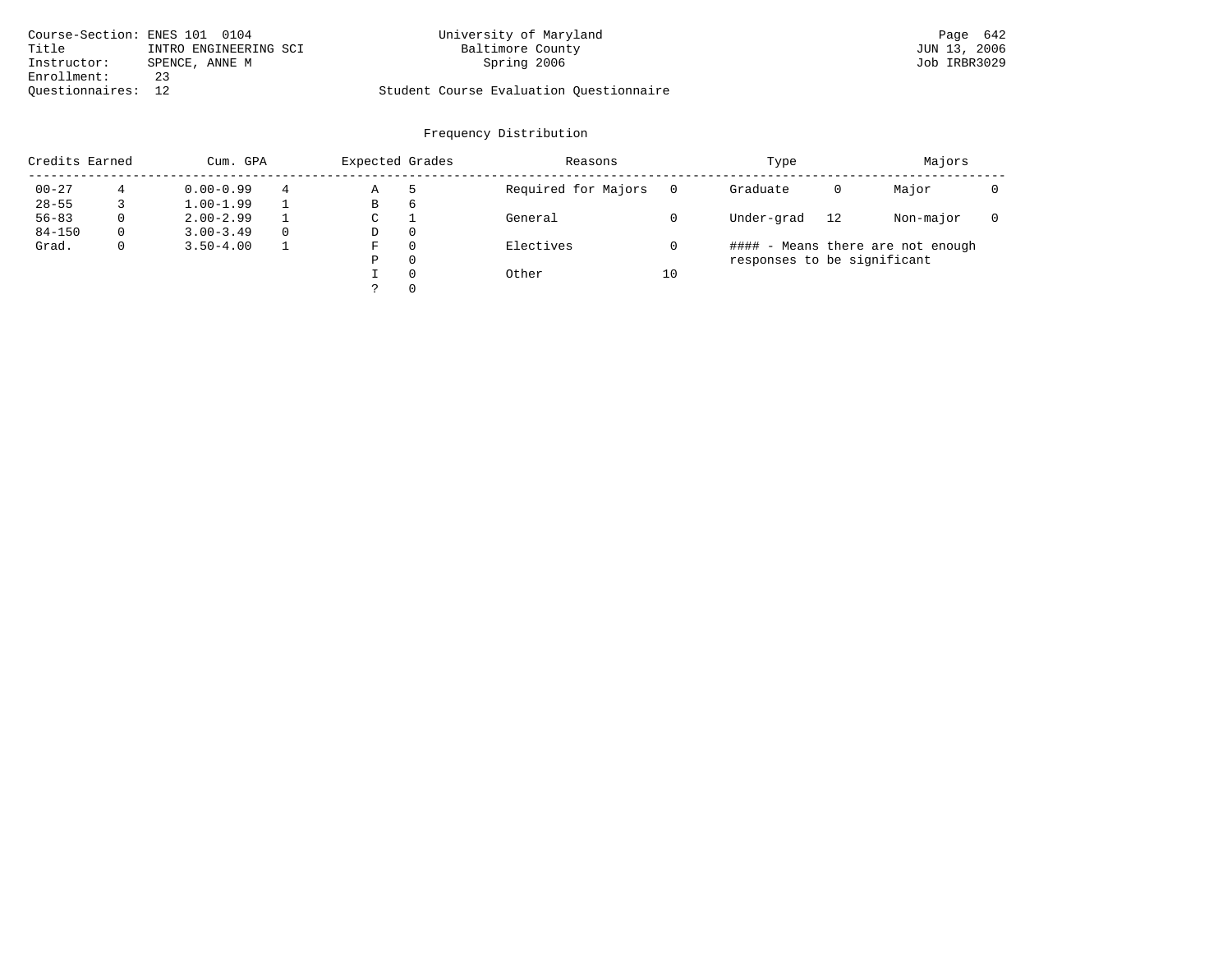Course-Section: ENES 101 0104
Title: INTRO ENGINEERING SCI
Instructor: SPENCE, ANNE M
Enrollment: 23
Questionnaires: 12

University of Maryland
Baltimore County
Spring 2006

Student Course Evaluation Questionnaire

JUN 13, 2006
Job IRBR3029

## Frequency Distribution

| Credits Earned | | Cum. GPA | | Expected Grades | | Reasons | | Type | | Majors | |
|---|---|---|---|---|---|---|---|---|---|---|---|
| 00-27 | 4 | 0.00-0.99 | 4 | A | 5 | Required for Majors | 0 | Graduate | 0 | Major | 0 |
| 28-55 | 3 | 1.00-1.99 | 1 | B | 6 | | | | | | |
| 56-83 | 0 | 2.00-2.99 | 1 | C | 1 | General | 0 | Under-grad | 12 | Non-major | 0 |
| 84-150 | 0 | 3.00-3.49 | 0 | D | 0 | | | | | | |
| Grad. | 0 | 3.50-4.00 | 1 | F | 0 | Electives | 0 | #### - Means there are not enough responses to be significant | | | |
| | | | | P | 0 | | | | | | |
| | | | | I | 0 | Other | 10 | | | | |
| | | | | ? | 0 | | | | | | |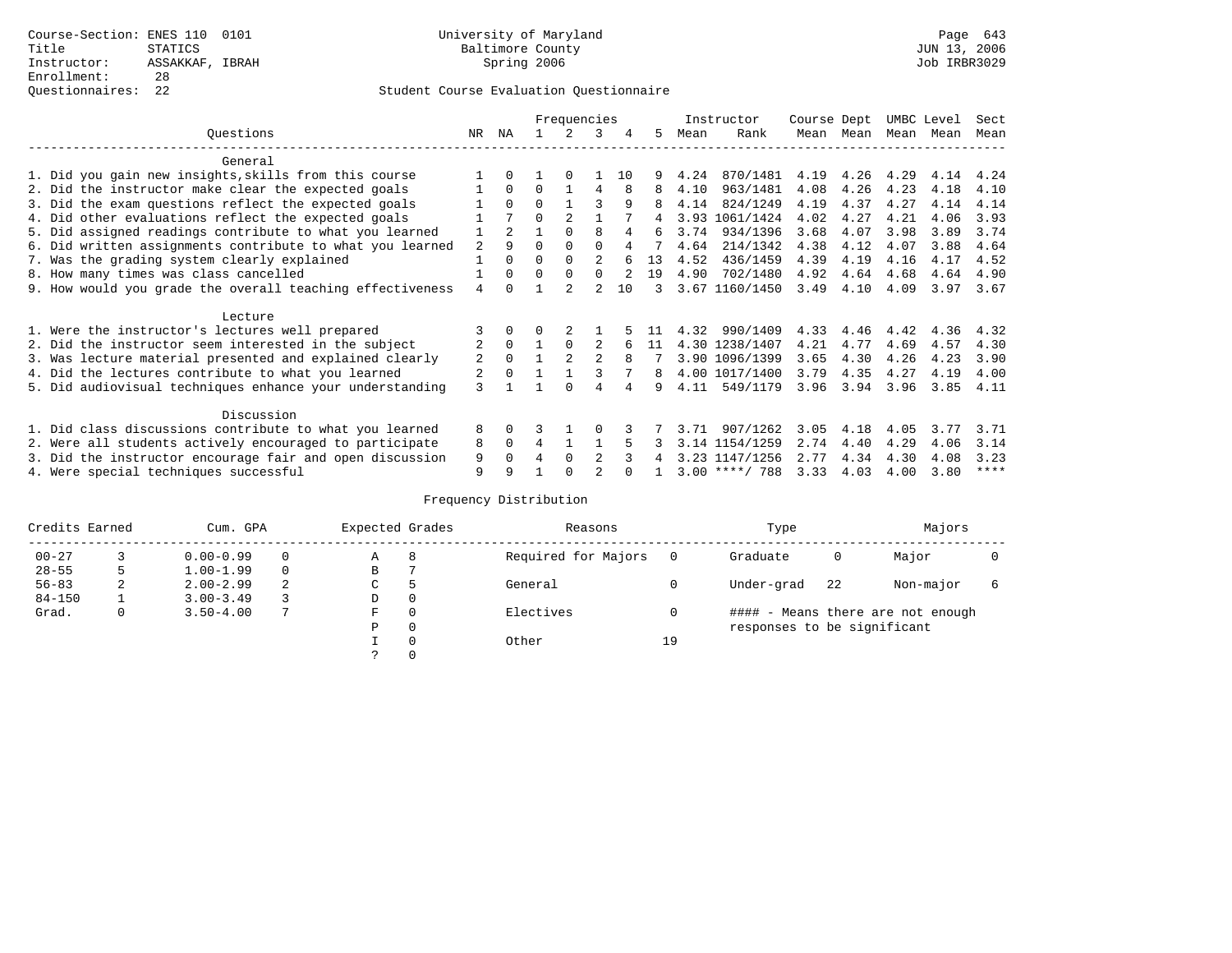Course-Section: ENES 110 0101
Title: STATICS
Instructor: ASSAKKAF, IBRAH
Enrollment: 28
Questionnaires: 22

University of Maryland
Baltimore County
Spring 2006

JUN 13, 2006
Job IRBR3029

Student Course Evaluation Questionnaire

| Questions | NR | NA | 1 | 2 | 3 | 4 | 5 | Instructor Mean | Instructor Rank | Course Mean | Dept Mean | UMBC Mean | Level Mean | Sect Mean |
|---|---|---|---|---|---|---|---|---|---|---|---|---|---|---|
| **General** | | | | | | | | | | | | | | |
| 1. Did you gain new insights,skills from this course | 1 | 0 | 1 | 0 | 1 | 10 | 9 | 4.24 | 870/1481 | 4.19 | 4.26 | 4.29 | 4.14 | 4.24 |
| 2. Did the instructor make clear the expected goals | 1 | 0 | 0 | 1 | 4 | 8 | 8 | 4.10 | 963/1481 | 4.08 | 4.26 | 4.23 | 4.18 | 4.10 |
| 3. Did the exam questions reflect the expected goals | 1 | 0 | 0 | 1 | 3 | 9 | 8 | 4.14 | 824/1249 | 4.19 | 4.37 | 4.27 | 4.14 | 4.14 |
| 4. Did other evaluations reflect the expected goals | 1 | 7 | 0 | 2 | 1 | 7 | 4 | 3.93 | 1061/1424 | 4.02 | 4.27 | 4.21 | 4.06 | 3.93 |
| 5. Did assigned readings contribute to what you learned | 1 | 2 | 1 | 0 | 8 | 4 | 6 | 3.74 | 934/1396 | 3.68 | 4.07 | 3.98 | 3.89 | 3.74 |
| 6. Did written assignments contribute to what you learned | 2 | 9 | 0 | 0 | 0 | 4 | 7 | 4.64 | 214/1342 | 4.38 | 4.12 | 4.07 | 3.88 | 4.64 |
| 7. Was the grading system clearly explained | 1 | 0 | 0 | 0 | 2 | 6 | 13 | 4.52 | 436/1459 | 4.39 | 4.19 | 4.16 | 4.17 | 4.52 |
| 8. How many times was class cancelled | 1 | 0 | 0 | 0 | 0 | 2 | 19 | 4.90 | 702/1480 | 4.92 | 4.64 | 4.68 | 4.64 | 4.90 |
| 9. How would you grade the overall teaching effectiveness | 4 | 0 | 1 | 2 | 2 | 10 | 3 | 3.67 | 1160/1450 | 3.49 | 4.10 | 4.09 | 3.97 | 3.67 |
| **Lecture** | | | | | | | | | | | | | | |
| 1. Were the instructor's lectures well prepared | 3 | 0 | 0 | 2 | 1 | 5 | 11 | 4.32 | 990/1409 | 4.33 | 4.46 | 4.42 | 4.36 | 4.32 |
| 2. Did the instructor seem interested in the subject | 2 | 0 | 1 | 0 | 2 | 6 | 11 | 4.30 | 1238/1407 | 4.21 | 4.77 | 4.69 | 4.57 | 4.30 |
| 3. Was lecture material presented and explained clearly | 2 | 0 | 1 | 2 | 2 | 8 | 7 | 3.90 | 1096/1399 | 3.65 | 4.30 | 4.26 | 4.23 | 3.90 |
| 4. Did the lectures contribute to what you learned | 2 | 0 | 1 | 1 | 3 | 7 | 8 | 4.00 | 1017/1400 | 3.79 | 4.35 | 4.27 | 4.19 | 4.00 |
| 5. Did audiovisual techniques enhance your understanding | 3 | 1 | 1 | 0 | 4 | 4 | 9 | 4.11 | 549/1179 | 3.96 | 3.94 | 3.96 | 3.85 | 4.11 |
| **Discussion** | | | | | | | | | | | | | | |
| 1. Did class discussions contribute to what you learned | 8 | 0 | 3 | 1 | 0 | 3 | 7 | 3.71 | 907/1262 | 3.05 | 4.18 | 4.05 | 3.77 | 3.71 |
| 2. Were all students actively encouraged to participate | 8 | 0 | 4 | 1 | 1 | 5 | 3 | 3.14 | 1154/1259 | 2.74 | 4.40 | 4.29 | 4.06 | 3.14 |
| 3. Did the instructor encourage fair and open discussion | 9 | 0 | 4 | 0 | 2 | 3 | 4 | 3.23 | 1147/1256 | 2.77 | 4.34 | 4.30 | 4.08 | 3.23 |
| 4. Were special techniques successful | 9 | 9 | 1 | 0 | 2 | 0 | 1 | 3.00 | ****/ 788 | 3.33 | 4.03 | 4.00 | 3.80 | **** |

Frequency Distribution

| Credits Earned | | Cum. GPA | | Expected Grades | | Reasons | | Type | | Majors | |
|---|---|---|---|---|---|---|---|---|---|---|---|
| 00-27 | 3 | 0.00-0.99 | 0 | A | 8 | Required for Majors | 0 | Graduate | 0 | Major | 0 |
| 28-55 | 5 | 1.00-1.99 | 0 | B | 7 | | | | | | |
| 56-83 | 2 | 2.00-2.99 | 2 | C | 5 | General | 0 | Under-grad | 22 | Non-major | 6 |
| 84-150 | 1 | 3.00-3.49 | 3 | D | 0 | | | | | | |
| Grad. | 0 | 3.50-4.00 | 7 | F | 0 | Electives | 0 | #### - Means there are not enough responses to be significant | | | |
| | | | | P | 0 | | | | | | |
| | | | | I | 0 | Other | 19 | | | | |
| | | | | ? | 0 | | | | | | |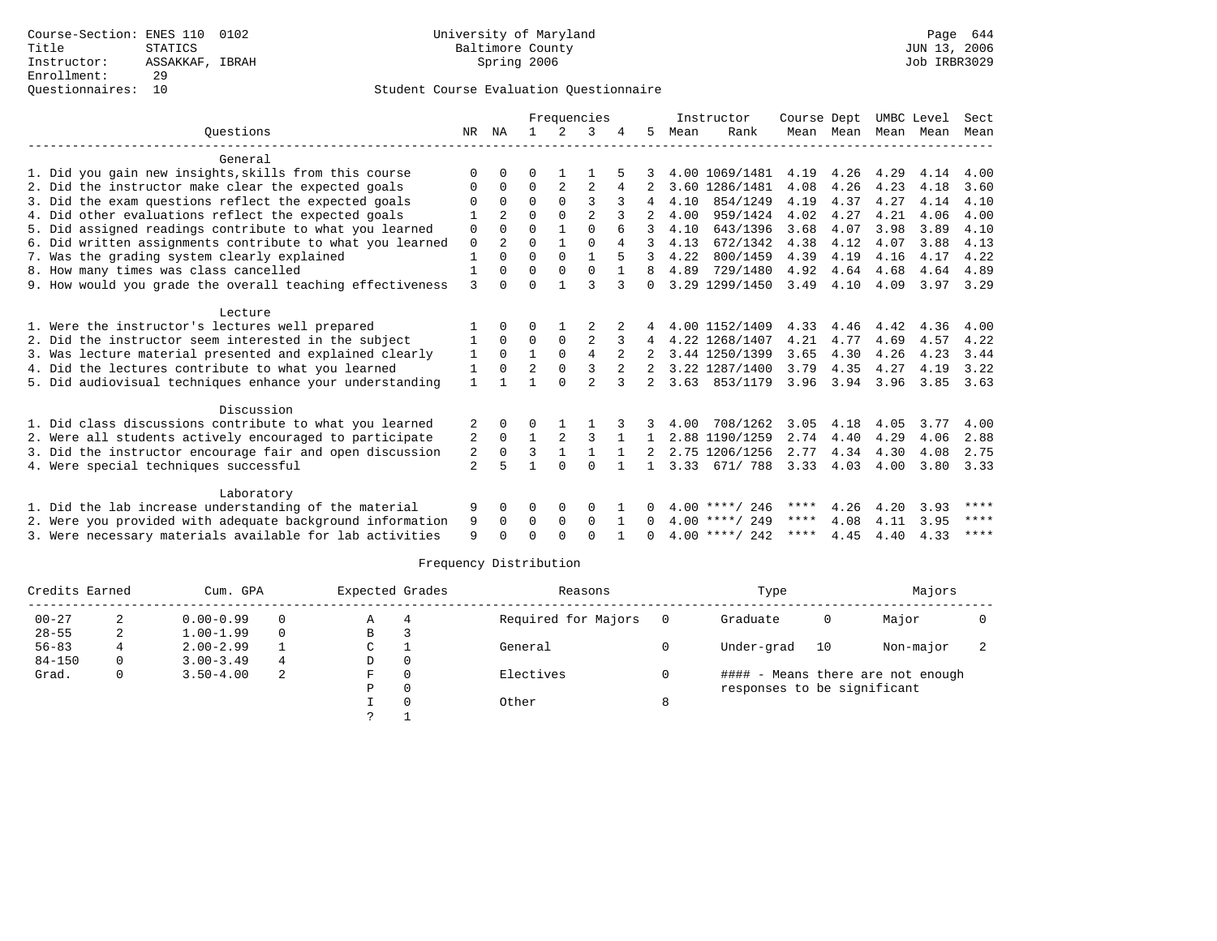Course-Section: ENES 110 0102
Title: STATICS
Instructor: ASSAKKAF, IBRAH
Enrollment: 29
Questionnaires: 10

University of Maryland
Baltimore County
Spring 2006

Page 644
JUN 13, 2006
Job IRBR3029

## Student Course Evaluation Questionnaire

| Questions | NR | NA | 1 | 2 | 3 | 4 | 5 | Instructor Mean | Instructor Rank | Course Mean | Dept Mean | UMBC Mean | Level Mean | Sect Mean |
|---|---|---|---|---|---|---|---|---|---|---|---|---|---|---|
| **General** | | | | | | | | | | | | | | |
| 1. Did you gain new insights,skills from this course | 0 | 0 | 0 | 1 | 1 | 5 | 3 | 4.00 | 1069/1481 | 4.19 | 4.26 | 4.29 | 4.14 | 4.00 |
| 2. Did the instructor make clear the expected goals | 0 | 0 | 0 | 2 | 2 | 4 | 2 | 3.60 | 1286/1481 | 4.08 | 4.26 | 4.23 | 4.18 | 3.60 |
| 3. Did the exam questions reflect the expected goals | 0 | 0 | 0 | 0 | 3 | 3 | 4 | 4.10 | 854/1249 | 4.19 | 4.37 | 4.27 | 4.14 | 4.10 |
| 4. Did other evaluations reflect the expected goals | 1 | 2 | 0 | 0 | 2 | 3 | 2 | 4.00 | 959/1424 | 4.02 | 4.27 | 4.21 | 4.06 | 4.00 |
| 5. Did assigned readings contribute to what you learned | 0 | 0 | 0 | 1 | 0 | 6 | 3 | 4.10 | 643/1396 | 3.68 | 4.07 | 3.98 | 3.89 | 4.10 |
| 6. Did written assignments contribute to what you learned | 0 | 2 | 0 | 1 | 0 | 4 | 3 | 4.13 | 672/1342 | 4.38 | 4.12 | 4.07 | 3.88 | 4.13 |
| 7. Was the grading system clearly explained | 1 | 0 | 0 | 0 | 1 | 5 | 3 | 4.22 | 800/1459 | 4.39 | 4.19 | 4.16 | 4.17 | 4.22 |
| 8. How many times was class cancelled | 1 | 0 | 0 | 0 | 0 | 1 | 8 | 4.89 | 729/1480 | 4.92 | 4.64 | 4.68 | 4.64 | 4.89 |
| 9. How would you grade the overall teaching effectiveness | 3 | 0 | 0 | 1 | 3 | 3 | 0 | 3.29 | 1299/1450 | 3.49 | 4.10 | 4.09 | 3.97 | 3.29 |
| **Lecture** | | | | | | | | | | | | | | |
| 1. Were the instructor's lectures well prepared | 1 | 0 | 0 | 1 | 2 | 2 | 4 | 4.00 | 1152/1409 | 4.33 | 4.46 | 4.42 | 4.36 | 4.00 |
| 2. Did the instructor seem interested in the subject | 1 | 0 | 0 | 0 | 2 | 3 | 4 | 4.22 | 1268/1407 | 4.21 | 4.77 | 4.69 | 4.57 | 4.22 |
| 3. Was lecture material presented and explained clearly | 1 | 0 | 1 | 0 | 4 | 2 | 2 | 3.44 | 1250/1399 | 3.65 | 4.30 | 4.26 | 4.23 | 3.44 |
| 4. Did the lectures contribute to what you learned | 1 | 0 | 2 | 0 | 3 | 2 | 2 | 3.22 | 1287/1400 | 3.79 | 4.35 | 4.27 | 4.19 | 3.22 |
| 5. Did audiovisual techniques enhance your understanding | 1 | 1 | 1 | 0 | 2 | 3 | 2 | 3.63 | 853/1179 | 3.96 | 3.94 | 3.96 | 3.85 | 3.63 |
| **Discussion** | | | | | | | | | | | | | | |
| 1. Did class discussions contribute to what you learned | 2 | 0 | 0 | 1 | 1 | 3 | 3 | 4.00 | 708/1262 | 3.05 | 4.18 | 4.05 | 3.77 | 4.00 |
| 2. Were all students actively encouraged to participate | 2 | 0 | 1 | 2 | 3 | 1 | 1 | 2.88 | 1190/1259 | 2.74 | 4.40 | 4.29 | 4.06 | 2.88 |
| 3. Did the instructor encourage fair and open discussion | 2 | 0 | 3 | 1 | 1 | 1 | 2 | 2.75 | 1206/1256 | 2.77 | 4.34 | 4.30 | 4.08 | 2.75 |
| 4. Were special techniques successful | 2 | 5 | 1 | 0 | 0 | 1 | 1 | 3.33 | 671/ 788 | 3.33 | 4.03 | 4.00 | 3.80 | 3.33 |
| **Laboratory** | | | | | | | | | | | | | | |
| 1. Did the lab increase understanding of the material | 9 | 0 | 0 | 0 | 0 | 1 | 0 | 4.00 | ****/ 246 | **** | 4.26 | 4.20 | 3.93 | **** |
| 2. Were you provided with adequate background information | 9 | 0 | 0 | 0 | 0 | 1 | 0 | 4.00 | ****/ 249 | **** | 4.08 | 4.11 | 3.95 | **** |
| 3. Were necessary materials available for lab activities | 9 | 0 | 0 | 0 | 0 | 1 | 0 | 4.00 | ****/ 242 | **** | 4.45 | 4.40 | 4.33 | **** |

## Frequency Distribution

| Credits Earned | | Cum. GPA | | Expected Grades | | Reasons | | Type | | Majors | |
|---|---|---|---|---|---|---|---|---|---|---|---|
| 00-27 | 2 | 0.00-0.99 | 0 | A | 4 | Required for Majors | 0 | Graduate | 0 | Major | 0 |
| 28-55 | 2 | 1.00-1.99 | 0 | B | 3 | | | | | | |
| 56-83 | 4 | 2.00-2.99 | 1 | C | 1 | General | 0 | Under-grad | 10 | Non-major | 2 |
| 84-150 | 0 | 3.00-3.49 | 4 | D | 0 | | | | | | |
| Grad. | 0 | 3.50-4.00 | 2 | F | 0 | Electives | 0 | #### - Means there are not enough responses to be significant | | | |
| | | | | P | 0 | | | | | | |
| | | | | I | 0 | Other | 8 | | | | |
| | | | | ? | 1 | | | | | | |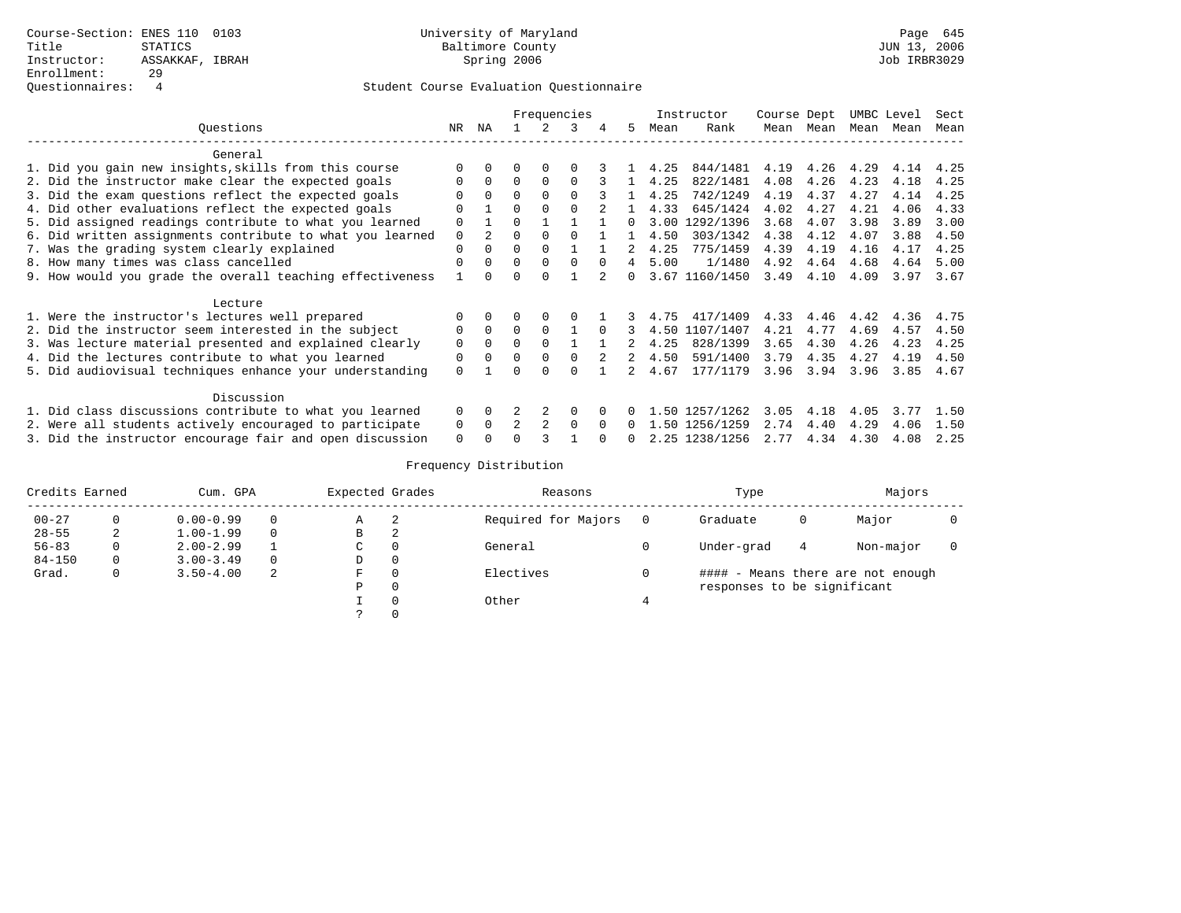Course-Section: ENES 110 0103
Title: STATICS
Instructor: ASSAKKAF, IBRAH
Enrollment: 29
Questionnaires: 4

University of Maryland
Baltimore County
Spring 2006

JUN 13, 2006
Job IRBR3029

Student Course Evaluation Questionnaire

| Questions | NR | NA | 1 | 2 | 3 | 4 | 5 | Instructor Mean | Instructor Rank | Course Mean | Dept Mean | UMBC Mean | Level Mean | Sect Mean |
|---|---|---|---|---|---|---|---|---|---|---|---|---|---|---|
| **General** | | | | | | | | | | | | | | |
| 1. Did you gain new insights,skills from this course | 0 | 0 | 0 | 0 | 0 | 3 | 1 | 4.25 | 844/1481 | 4.19 | 4.26 | 4.29 | 4.14 | 4.25 |
| 2. Did the instructor make clear the expected goals | 0 | 0 | 0 | 0 | 0 | 3 | 1 | 4.25 | 822/1481 | 4.08 | 4.26 | 4.23 | 4.18 | 4.25 |
| 3. Did the exam questions reflect the expected goals | 0 | 0 | 0 | 0 | 0 | 3 | 1 | 4.25 | 742/1249 | 4.19 | 4.37 | 4.27 | 4.14 | 4.25 |
| 4. Did other evaluations reflect the expected goals | 0 | 1 | 0 | 0 | 0 | 2 | 1 | 4.33 | 645/1424 | 4.02 | 4.27 | 4.21 | 4.06 | 4.33 |
| 5. Did assigned readings contribute to what you learned | 0 | 1 | 0 | 1 | 1 | 1 | 0 | 3.00 | 1292/1396 | 3.68 | 4.07 | 3.98 | 3.89 | 3.00 |
| 6. Did written assignments contribute to what you learned | 0 | 2 | 0 | 0 | 0 | 1 | 1 | 4.50 | 303/1342 | 4.38 | 4.12 | 4.07 | 3.88 | 4.50 |
| 7. Was the grading system clearly explained | 0 | 0 | 0 | 0 | 1 | 1 | 2 | 4.25 | 775/1459 | 4.39 | 4.19 | 4.16 | 4.17 | 4.25 |
| 8. How many times was class cancelled | 0 | 0 | 0 | 0 | 0 | 0 | 4 | 5.00 | 1/1480 | 4.92 | 4.64 | 4.68 | 4.64 | 5.00 |
| 9. How would you grade the overall teaching effectiveness | 1 | 0 | 0 | 0 | 1 | 2 | 0 | 3.67 | 1160/1450 | 3.49 | 4.10 | 4.09 | 3.97 | 3.67 |
| **Lecture** | | | | | | | | | | | | | | |
| 1. Were the instructor's lectures well prepared | 0 | 0 | 0 | 0 | 0 | 1 | 3 | 4.75 | 417/1409 | 4.33 | 4.46 | 4.42 | 4.36 | 4.75 |
| 2. Did the instructor seem interested in the subject | 0 | 0 | 0 | 0 | 1 | 0 | 3 | 4.50 | 1107/1407 | 4.21 | 4.77 | 4.69 | 4.57 | 4.50 |
| 3. Was lecture material presented and explained clearly | 0 | 0 | 0 | 0 | 1 | 1 | 2 | 4.25 | 828/1399 | 3.65 | 4.30 | 4.26 | 4.23 | 4.25 |
| 4. Did the lectures contribute to what you learned | 0 | 0 | 0 | 0 | 0 | 2 | 2 | 4.50 | 591/1400 | 3.79 | 4.35 | 4.27 | 4.19 | 4.50 |
| 5. Did audiovisual techniques enhance your understanding | 0 | 1 | 0 | 0 | 0 | 1 | 2 | 4.67 | 177/1179 | 3.96 | 3.94 | 3.96 | 3.85 | 4.67 |
| **Discussion** | | | | | | | | | | | | | | |
| 1. Did class discussions contribute to what you learned | 0 | 0 | 2 | 2 | 0 | 0 | 0 | 1.50 | 1257/1262 | 3.05 | 4.18 | 4.05 | 3.77 | 1.50 |
| 2. Were all students actively encouraged to participate | 0 | 0 | 2 | 2 | 0 | 0 | 0 | 1.50 | 1256/1259 | 2.74 | 4.40 | 4.29 | 4.06 | 1.50 |
| 3. Did the instructor encourage fair and open discussion | 0 | 0 | 0 | 3 | 1 | 0 | 0 | 2.25 | 1238/1256 | 2.77 | 4.34 | 4.30 | 4.08 | 2.25 |

Frequency Distribution

| Credits Earned | | Cum. GPA | | Expected Grades | | Reasons | | Type | | Majors | |
|---|---|---|---|---|---|---|---|---|---|---|---|
| 00-27 | 0 | 0.00-0.99 | 0 | A | 2 | Required for Majors | 0 | Graduate | 0 | Major | 0 |
| 28-55 | 2 | 1.00-1.99 | 0 | B | 2 | | | | | | |
| 56-83 | 0 | 2.00-2.99 | 1 | C | 0 | General | 0 | Under-grad | 4 | Non-major | 0 |
| 84-150 | 0 | 3.00-3.49 | 0 | D | 0 | | | | | | |
| Grad. | 0 | 3.50-4.00 | 2 | F | 0 | Electives | 0 | #### - Means there are not enough responses to be significant | | | |
| | | | | P | 0 | | | | | | |
| | | | | I | 0 | Other | 4 | | | | |
| | | | | ? | 0 | | | | | | |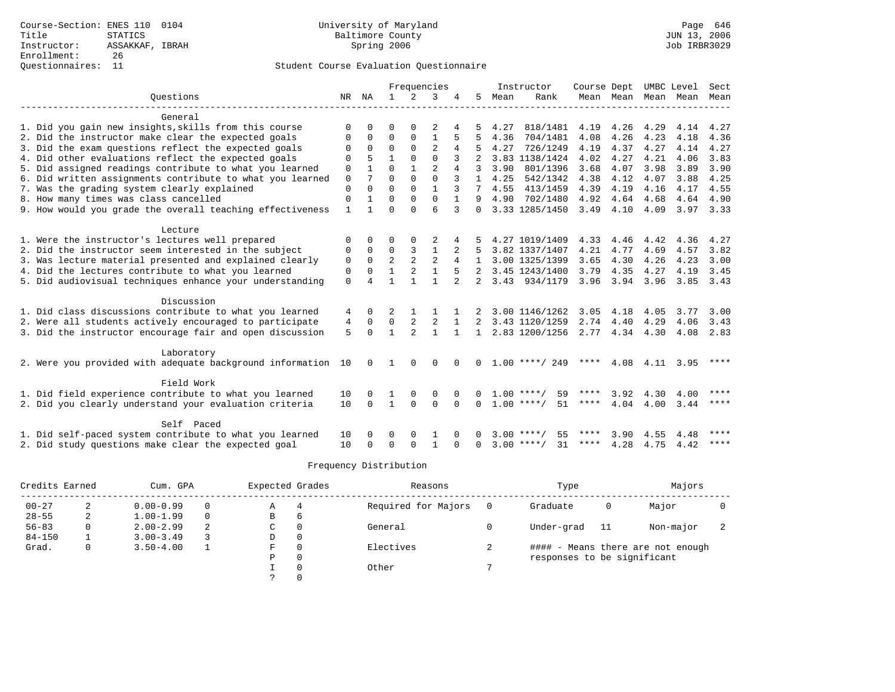Course-Section: ENES 110 0104
Title: STATICS
Instructor: ASSAKKAF, IBRAH
Enrollment: 26
Questionnaires: 11

University of Maryland
Baltimore County
Spring 2006

Page 646
JUN 13, 2006
Job IRBR3029

## Student Course Evaluation Questionnaire

| Questions | NR | NA | 1 | 2 | 3 | 4 | 5 | Instructor Mean | Instructor Rank | Course Mean | Dept Mean | UMBC Level Mean | Level Mean | Sect Mean |
|---|---|---|---|---|---|---|---|---|---|---|---|---|---|---|
| **General** | | | | | | | | | | | | | | |
| 1. Did you gain new insights,skills from this course | 0 | 0 | 0 | 0 | 2 | 4 | 5 | 4.27 | 818/1481 | 4.19 | 4.26 | 4.29 | 4.14 | 4.27 |
| 2. Did the instructor make clear the expected goals | 0 | 0 | 0 | 0 | 1 | 5 | 5 | 4.36 | 704/1481 | 4.08 | 4.26 | 4.23 | 4.18 | 4.36 |
| 3. Did the exam questions reflect the expected goals | 0 | 0 | 0 | 0 | 2 | 4 | 5 | 4.27 | 726/1249 | 4.19 | 4.37 | 4.27 | 4.14 | 4.27 |
| 4. Did other evaluations reflect the expected goals | 0 | 5 | 1 | 0 | 0 | 3 | 2 | 3.83 | 1138/1424 | 4.02 | 4.27 | 4.21 | 4.06 | 3.83 |
| 5. Did assigned readings contribute to what you learned | 0 | 1 | 0 | 1 | 2 | 4 | 3 | 3.90 | 801/1396 | 3.68 | 4.07 | 3.98 | 3.89 | 3.90 |
| 6. Did written assignments contribute to what you learned | 0 | 7 | 0 | 0 | 0 | 3 | 1 | 4.25 | 542/1342 | 4.38 | 4.12 | 4.07 | 3.88 | 4.25 |
| 7. Was the grading system clearly explained | 0 | 0 | 0 | 0 | 1 | 3 | 7 | 4.55 | 413/1459 | 4.39 | 4.19 | 4.16 | 4.17 | 4.55 |
| 8. How many times was class cancelled | 0 | 1 | 0 | 0 | 0 | 1 | 9 | 4.90 | 702/1480 | 4.92 | 4.64 | 4.68 | 4.64 | 4.90 |
| 9. How would you grade the overall teaching effectiveness | 1 | 1 | 0 | 0 | 6 | 3 | 0 | 3.33 | 1285/1450 | 3.49 | 4.10 | 4.09 | 3.97 | 3.33 |
| **Lecture** | | | | | | | | | | | | | | |
| 1. Were the instructor's lectures well prepared | 0 | 0 | 0 | 0 | 2 | 4 | 5 | 4.27 | 1019/1409 | 4.33 | 4.46 | 4.42 | 4.36 | 4.27 |
| 2. Did the instructor seem interested in the subject | 0 | 0 | 0 | 3 | 1 | 2 | 5 | 3.82 | 1337/1407 | 4.21 | 4.77 | 4.69 | 4.57 | 3.82 |
| 3. Was lecture material presented and explained clearly | 0 | 0 | 2 | 2 | 2 | 4 | 1 | 3.00 | 1325/1399 | 3.65 | 4.30 | 4.26 | 4.23 | 3.00 |
| 4. Did the lectures contribute to what you learned | 0 | 0 | 1 | 2 | 1 | 5 | 2 | 3.45 | 1243/1400 | 3.79 | 4.35 | 4.27 | 4.19 | 3.45 |
| 5. Did audiovisual techniques enhance your understanding | 0 | 4 | 1 | 1 | 1 | 2 | 2 | 3.43 | 934/1179 | 3.96 | 3.94 | 3.96 | 3.85 | 3.43 |
| **Discussion** | | | | | | | | | | | | | | |
| 1. Did class discussions contribute to what you learned | 4 | 0 | 2 | 1 | 1 | 1 | 2 | 3.00 | 1146/1262 | 3.05 | 4.18 | 4.05 | 3.77 | 3.00 |
| 2. Were all students actively encouraged to participate | 4 | 0 | 0 | 2 | 2 | 1 | 2 | 3.43 | 1120/1259 | 2.74 | 4.40 | 4.29 | 4.06 | 3.43 |
| 3. Did the instructor encourage fair and open discussion | 5 | 0 | 1 | 2 | 1 | 1 | 1 | 2.83 | 1200/1256 | 2.77 | 4.34 | 4.30 | 4.08 | 2.83 |
| **Laboratory** | | | | | | | | | | | | | | |
| 2. Were you provided with adequate background information | 10 | 0 | 1 | 0 | 0 | 0 | 0 | 1.00 | ****/ 249 | **** | 4.08 | 4.11 | 3.95 | **** |
| **Field Work** | | | | | | | | | | | | | | |
| 1. Did field experience contribute to what you learned | 10 | 0 | 1 | 0 | 0 | 0 | 0 | 1.00 | ****/ 59 | **** | 3.92 | 4.30 | 4.00 | **** |
| 2. Did you clearly understand your evaluation criteria | 10 | 0 | 1 | 0 | 0 | 0 | 0 | 1.00 | ****/ 51 | **** | 4.04 | 4.00 | 3.44 | **** |
| **Self Paced** | | | | | | | | | | | | | | |
| 1. Did self-paced system contribute to what you learned | 10 | 0 | 0 | 0 | 1 | 0 | 0 | 3.00 | ****/ 55 | **** | 3.90 | 4.55 | 4.48 | **** |
| 2. Did study questions make clear the expected goal | 10 | 0 | 0 | 0 | 1 | 0 | 0 | 3.00 | ****/ 31 | **** | 4.28 | 4.75 | 4.42 | **** |

### Frequency Distribution

| Credits Earned | | Cum. GPA | | Expected Grades | | Reasons | | Type | | Majors | |
|---|---|---|---|---|---|---|---|---|---|---|---|
| 00-27 | 2 | 0.00-0.99 | 0 | A | 4 | Required for Majors | 0 | Graduate | 0 | Major | 0 |
| 28-55 | 2 | 1.00-1.99 | 0 | B | 6 | | | | | | |
| 56-83 | 0 | 2.00-2.99 | 2 | C | 0 | General | 0 | Under-grad | 11 | Non-major | 2 |
| 84-150 | 1 | 3.00-3.49 | 3 | D | 0 | | | | | | |
| Grad. | 0 | 3.50-4.00 | 1 | F | 0 | Electives | 2 | #### - Means there are not enough responses to be significant | | | |
| | | | | P | 0 | | | | | | |
| | | | | I | 0 | Other | 7 | | | | |
| | | | | ? | 0 | | | | | | |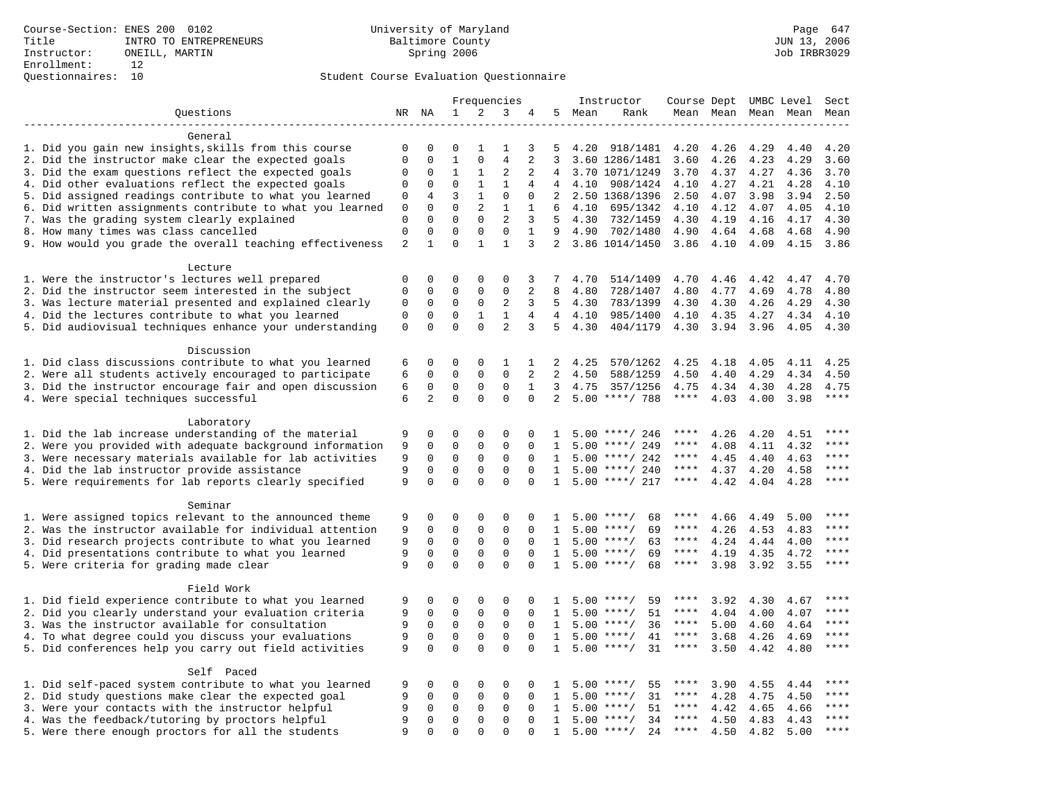Course-Section: ENES 200 0102
Title: INTRO TO ENTREPRENEURS
Instructor: ONEILL, MARTIN
Enrollment: 12
Questionnaires: 10

University of Maryland
Baltimore County
Spring 2006

JUN 13, 2006
Job IRBR3029

## Student Course Evaluation Questionnaire

| Questions | NR | NA | 1 | 2 | 3 | 4 | 5 | Instructor Mean | Instructor Rank | Course Mean | Dept Mean | UMBC Mean | Level Mean | Sect Mean |
|---|---|---|---|---|---|---|---|---|---|---|---|---|---|---|
| **General** | | | | | | | | | | | | | | |
| 1. Did you gain new insights,skills from this course | 0 | 0 | 0 | 1 | 1 | 3 | 5 | 4.20 | 918/1481 | 4.20 | 4.26 | 4.29 | 4.40 | 4.20 |
| 2. Did the instructor make clear the expected goals | 0 | 0 | 1 | 0 | 4 | 2 | 3 | 3.60 | 1286/1481 | 3.60 | 4.26 | 4.23 | 4.29 | 3.60 |
| 3. Did the exam questions reflect the expected goals | 0 | 0 | 1 | 1 | 2 | 2 | 4 | 3.70 | 1071/1249 | 3.70 | 4.37 | 4.27 | 4.36 | 3.70 |
| 4. Did other evaluations reflect the expected goals | 0 | 0 | 0 | 1 | 1 | 4 | 4 | 4.10 | 908/1424 | 4.10 | 4.27 | 4.21 | 4.28 | 4.10 |
| 5. Did assigned readings contribute to what you learned | 0 | 4 | 3 | 1 | 0 | 0 | 2 | 2.50 | 1368/1396 | 2.50 | 4.07 | 3.98 | 3.94 | 2.50 |
| 6. Did written assignments contribute to what you learned | 0 | 0 | 0 | 2 | 1 | 1 | 6 | 4.10 | 695/1342 | 4.10 | 4.12 | 4.07 | 4.05 | 4.10 |
| 7. Was the grading system clearly explained | 0 | 0 | 0 | 0 | 2 | 3 | 5 | 4.30 | 732/1459 | 4.30 | 4.19 | 4.16 | 4.17 | 4.30 |
| 8. How many times was class cancelled | 0 | 0 | 0 | 0 | 0 | 1 | 9 | 4.90 | 702/1480 | 4.90 | 4.64 | 4.68 | 4.68 | 4.90 |
| 9. How would you grade the overall teaching effectiveness | 2 | 1 | 0 | 1 | 1 | 3 | 2 | 3.86 | 1014/1450 | 3.86 | 4.10 | 4.09 | 4.15 | 3.86 |
| **Lecture** | | | | | | | | | | | | | | |
| 1. Were the instructor's lectures well prepared | 0 | 0 | 0 | 0 | 0 | 3 | 7 | 4.70 | 514/1409 | 4.70 | 4.46 | 4.42 | 4.47 | 4.70 |
| 2. Did the instructor seem interested in the subject | 0 | 0 | 0 | 0 | 0 | 2 | 8 | 4.80 | 728/1407 | 4.80 | 4.77 | 4.69 | 4.78 | 4.80 |
| 3. Was lecture material presented and explained clearly | 0 | 0 | 0 | 0 | 2 | 3 | 5 | 4.30 | 783/1399 | 4.30 | 4.30 | 4.26 | 4.29 | 4.30 |
| 4. Did the lectures contribute to what you learned | 0 | 0 | 0 | 1 | 1 | 4 | 4 | 4.10 | 985/1400 | 4.10 | 4.35 | 4.27 | 4.34 | 4.10 |
| 5. Did audiovisual techniques enhance your understanding | 0 | 0 | 0 | 0 | 2 | 3 | 5 | 4.30 | 404/1179 | 4.30 | 3.94 | 3.96 | 4.05 | 4.30 |
| **Discussion** | | | | | | | | | | | | | | |
| 1. Did class discussions contribute to what you learned | 6 | 0 | 0 | 0 | 1 | 1 | 2 | 4.25 | 570/1262 | 4.25 | 4.18 | 4.05 | 4.11 | 4.25 |
| 2. Were all students actively encouraged to participate | 6 | 0 | 0 | 0 | 0 | 2 | 2 | 4.50 | 588/1259 | 4.50 | 4.40 | 4.29 | 4.34 | 4.50 |
| 3. Did the instructor encourage fair and open discussion | 6 | 0 | 0 | 0 | 0 | 1 | 3 | 4.75 | 357/1256 | 4.75 | 4.34 | 4.30 | 4.28 | 4.75 |
| 4. Were special techniques successful | 6 | 2 | 0 | 0 | 0 | 0 | 2 | 5.00 | ****/ 788 | **** | 4.03 | 4.00 | 3.98 | **** |
| **Laboratory** | | | | | | | | | | | | | | |
| 1. Did the lab increase understanding of the material | 9 | 0 | 0 | 0 | 0 | 0 | 1 | 5.00 | ****/ 246 | **** | 4.26 | 4.20 | 4.51 | **** |
| 2. Were you provided with adequate background information | 9 | 0 | 0 | 0 | 0 | 0 | 1 | 5.00 | ****/ 249 | **** | 4.08 | 4.11 | 4.32 | **** |
| 3. Were necessary materials available for lab activities | 9 | 0 | 0 | 0 | 0 | 0 | 1 | 5.00 | ****/ 242 | **** | 4.45 | 4.40 | 4.63 | **** |
| 4. Did the lab instructor provide assistance | 9 | 0 | 0 | 0 | 0 | 0 | 1 | 5.00 | ****/ 240 | **** | 4.37 | 4.20 | 4.58 | **** |
| 5. Were requirements for lab reports clearly specified | 9 | 0 | 0 | 0 | 0 | 0 | 1 | 5.00 | ****/ 217 | **** | 4.42 | 4.04 | 4.28 | **** |
| **Seminar** | | | | | | | | | | | | | | |
| 1. Were assigned topics relevant to the announced theme | 9 | 0 | 0 | 0 | 0 | 0 | 1 | 5.00 | ****/ 68 | **** | 4.66 | 4.49 | 5.00 | **** |
| 2. Was the instructor available for individual attention | 9 | 0 | 0 | 0 | 0 | 0 | 1 | 5.00 | ****/ 69 | **** | 4.26 | 4.53 | 4.83 | **** |
| 3. Did research projects contribute to what you learned | 9 | 0 | 0 | 0 | 0 | 0 | 1 | 5.00 | ****/ 63 | **** | 4.24 | 4.44 | 4.00 | **** |
| 4. Did presentations contribute to what you learned | 9 | 0 | 0 | 0 | 0 | 0 | 1 | 5.00 | ****/ 69 | **** | 4.19 | 4.35 | 4.72 | **** |
| 5. Were criteria for grading made clear | 9 | 0 | 0 | 0 | 0 | 0 | 1 | 5.00 | ****/ 68 | **** | 3.98 | 3.92 | 3.55 | **** |
| **Field Work** | | | | | | | | | | | | | | |
| 1. Did field experience contribute to what you learned | 9 | 0 | 0 | 0 | 0 | 0 | 1 | 5.00 | ****/ 59 | **** | 3.92 | 4.30 | 4.67 | **** |
| 2. Did you clearly understand your evaluation criteria | 9 | 0 | 0 | 0 | 0 | 0 | 1 | 5.00 | ****/ 51 | **** | 4.04 | 4.00 | 4.07 | **** |
| 3. Was the instructor available for consultation | 9 | 0 | 0 | 0 | 0 | 0 | 1 | 5.00 | ****/ 36 | **** | 5.00 | 4.60 | 4.64 | **** |
| 4. To what degree could you discuss your evaluations | 9 | 0 | 0 | 0 | 0 | 0 | 1 | 5.00 | ****/ 41 | **** | 3.68 | 4.26 | 4.69 | **** |
| 5. Did conferences help you carry out field activities | 9 | 0 | 0 | 0 | 0 | 0 | 1 | 5.00 | ****/ 31 | **** | 3.50 | 4.42 | 4.80 | **** |
| **Self Paced** | | | | | | | | | | | | | | |
| 1. Did self-paced system contribute to what you learned | 9 | 0 | 0 | 0 | 0 | 0 | 1 | 5.00 | ****/ 55 | **** | 3.90 | 4.55 | 4.44 | **** |
| 2. Did study questions make clear the expected goal | 9 | 0 | 0 | 0 | 0 | 0 | 1 | 5.00 | ****/ 31 | **** | 4.28 | 4.75 | 4.50 | **** |
| 3. Were your contacts with the instructor helpful | 9 | 0 | 0 | 0 | 0 | 0 | 1 | 5.00 | ****/ 51 | **** | 4.42 | 4.65 | 4.66 | **** |
| 4. Was the feedback/tutoring by proctors helpful | 9 | 0 | 0 | 0 | 0 | 0 | 1 | 5.00 | ****/ 34 | **** | 4.50 | 4.83 | 4.43 | **** |
| 5. Were there enough proctors for all the students | 9 | 0 | 0 | 0 | 0 | 0 | 1 | 5.00 | ****/ 24 | **** | 4.50 | 4.82 | 5.00 | **** |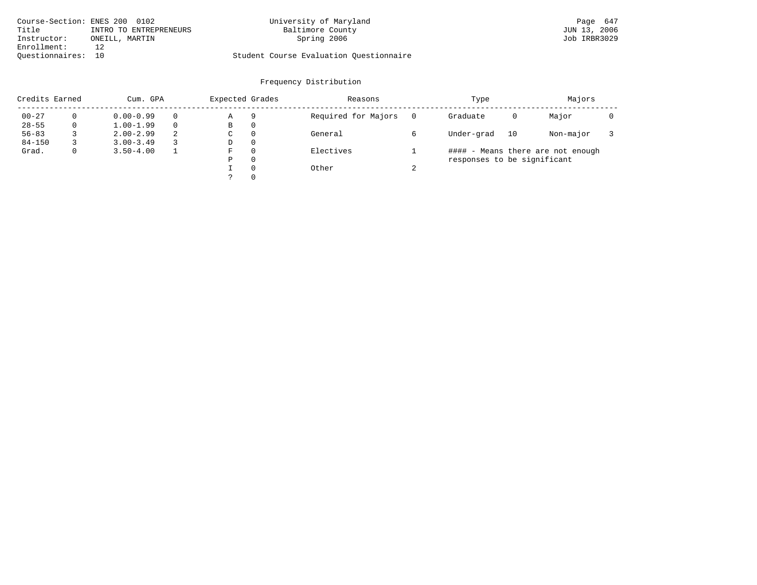Course-Section: ENES 200 0102
Title: INTRO TO ENTREPRENEURS
Instructor: ONEILL, MARTIN
Enrollment: 12
Questionnaires: 10

University of Maryland
Baltimore County
Spring 2006

Student Course Evaluation Questionnaire

JUN 13, 2006
Job IRBR3029

## Frequency Distribution

| Credits Earned | | Cum. GPA | | Expected Grades | | Reasons | | Type | | Majors | |
|---|---|---|---|---|---|---|---|---|---|---|---|
| 00-27 | 0 | 0.00-0.99 | 0 | A | 9 | Required for Majors | 0 | Graduate | 0 | Major | 0 |
| 28-55 | 0 | 1.00-1.99 | 0 | B | 0 | | | | | | |
| 56-83 | 3 | 2.00-2.99 | 2 | C | 0 | General | 6 | Under-grad | 10 | Non-major | 3 |
| 84-150 | 3 | 3.00-3.49 | 3 | D | 0 | | | | | | |
| Grad. | 0 | 3.50-4.00 | 1 | F | 0 | Electives | 1 | | | | |
| | | | | P | 0 | | | | | | |
| | | | | I | 0 | Other | 2 | | | | |
| | | | | ? | 0 | | | | | | |

#### - Means there are not enough responses to be significant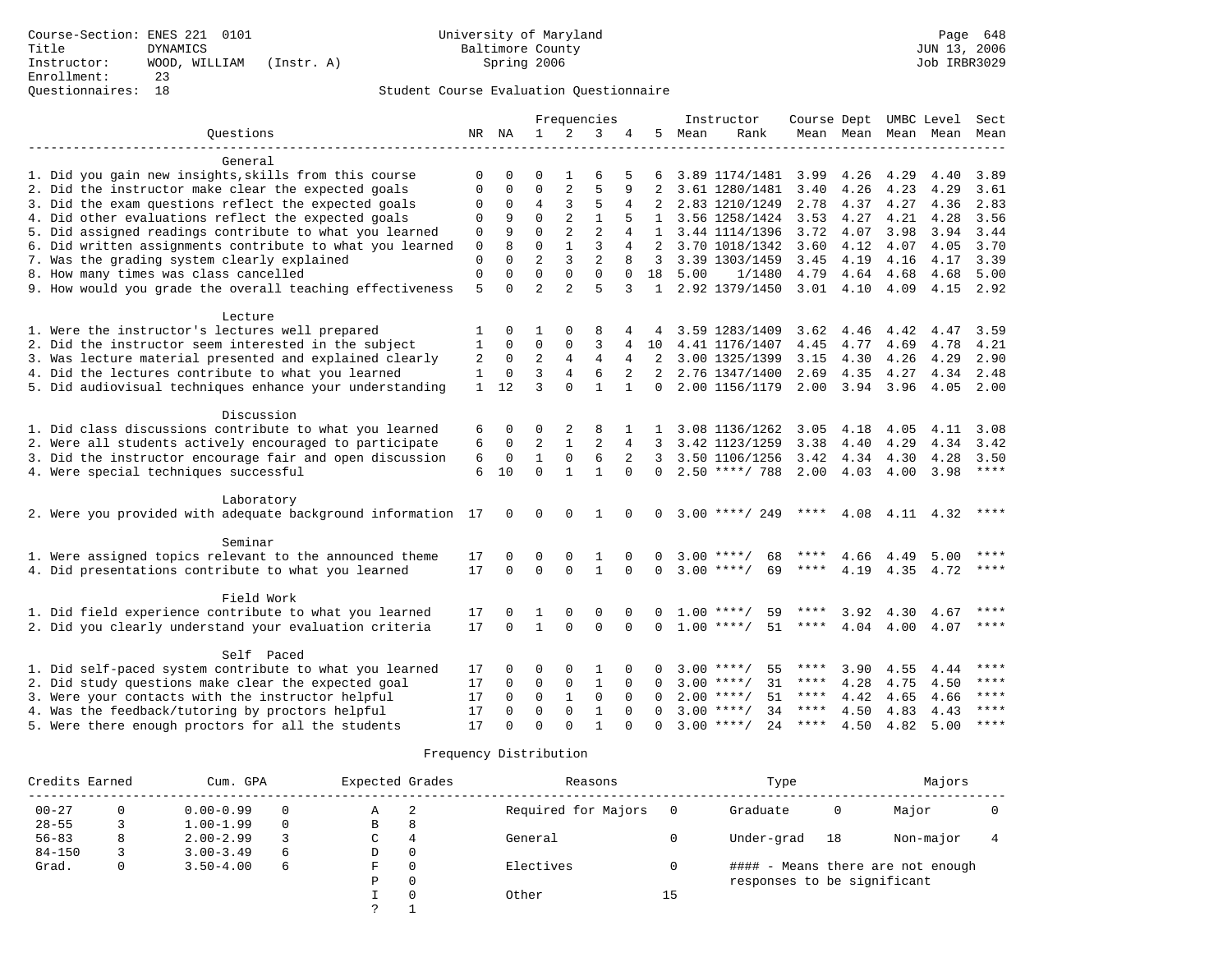Course-Section: ENES 221 0101
Title: DYNAMICS
Instructor: WOOD, WILLIAM (Instr. A)
Enrollment: 23
Questionnaires: 18

University of Maryland
Baltimore County
Spring 2006

JUN 13, 2006
Job IRBR3029

## Student Course Evaluation Questionnaire

| Questions | NR | NA | 1 | 2 | 3 | 4 | 5 | Instructor Mean | Instructor Rank | Course Mean | Dept Mean | UMBC Mean | Level Mean | Sect Mean |
|---|---|---|---|---|---|---|---|---|---|---|---|---|---|---|
| **General** | | | | | | | | | | | | | | |
| 1. Did you gain new insights,skills from this course | 0 | 0 | 0 | 1 | 6 | 5 | 6 | 3.89 | 1174/1481 | 3.99 | 4.26 | 4.29 | 4.40 | 3.89 |
| 2. Did the instructor make clear the expected goals | 0 | 0 | 0 | 2 | 5 | 9 | 2 | 3.61 | 1280/1481 | 3.40 | 4.26 | 4.23 | 4.29 | 3.61 |
| 3. Did the exam questions reflect the expected goals | 0 | 0 | 4 | 3 | 5 | 4 | 2 | 2.83 | 1210/1249 | 2.78 | 4.37 | 4.27 | 4.36 | 2.83 |
| 4. Did other evaluations reflect the expected goals | 0 | 9 | 0 | 2 | 1 | 5 | 1 | 3.56 | 1258/1424 | 3.53 | 4.27 | 4.21 | 4.28 | 3.56 |
| 5. Did assigned readings contribute to what you learned | 0 | 9 | 0 | 2 | 2 | 4 | 1 | 3.44 | 1114/1396 | 3.72 | 4.07 | 3.98 | 3.94 | 3.44 |
| 6. Did written assignments contribute to what you learned | 0 | 8 | 0 | 1 | 3 | 4 | 2 | 3.70 | 1018/1342 | 3.60 | 4.12 | 4.07 | 4.05 | 3.70 |
| 7. Was the grading system clearly explained | 0 | 0 | 2 | 3 | 2 | 8 | 3 | 3.39 | 1303/1459 | 3.45 | 4.19 | 4.16 | 4.17 | 3.39 |
| 8. How many times was class cancelled | 0 | 0 | 0 | 0 | 0 | 0 | 18 | 5.00 | 1/1480 | 4.79 | 4.64 | 4.68 | 4.68 | 5.00 |
| 9. How would you grade the overall teaching effectiveness | 5 | 0 | 2 | 2 | 5 | 3 | 1 | 2.92 | 1379/1450 | 3.01 | 4.10 | 4.09 | 4.15 | 2.92 |
| **Lecture** | | | | | | | | | | | | | | |
| 1. Were the instructor's lectures well prepared | 1 | 0 | 1 | 0 | 8 | 4 | 4 | 3.59 | 1283/1409 | 3.62 | 4.46 | 4.42 | 4.47 | 3.59 |
| 2. Did the instructor seem interested in the subject | 1 | 0 | 0 | 0 | 3 | 4 | 10 | 4.41 | 1176/1407 | 4.45 | 4.77 | 4.69 | 4.78 | 4.21 |
| 3. Was lecture material presented and explained clearly | 2 | 0 | 2 | 4 | 4 | 4 | 2 | 3.00 | 1325/1399 | 3.15 | 4.30 | 4.26 | 4.29 | 2.90 |
| 4. Did the lectures contribute to what you learned | 1 | 0 | 3 | 4 | 6 | 2 | 2 | 2.76 | 1347/1400 | 2.69 | 4.35 | 4.27 | 4.34 | 2.48 |
| 5. Did audiovisual techniques enhance your understanding | 1 | 12 | 3 | 0 | 1 | 1 | 0 | 2.00 | 1156/1179 | 2.00 | 3.94 | 3.96 | 4.05 | 2.00 |
| **Discussion** | | | | | | | | | | | | | | |
| 1. Did class discussions contribute to what you learned | 6 | 0 | 0 | 2 | 8 | 1 | 1 | 3.08 | 1136/1262 | 3.05 | 4.18 | 4.05 | 4.11 | 3.08 |
| 2. Were all students actively encouraged to participate | 6 | 0 | 2 | 1 | 2 | 4 | 3 | 3.42 | 1123/1259 | 3.38 | 4.40 | 4.29 | 4.34 | 3.42 |
| 3. Did the instructor encourage fair and open discussion | 6 | 0 | 1 | 0 | 6 | 2 | 3 | 3.50 | 1106/1256 | 3.42 | 4.34 | 4.30 | 4.28 | 3.50 |
| 4. Were special techniques successful | 6 | 10 | 0 | 1 | 1 | 0 | 0 | 2.50 | ****/ 788 | 2.00 | 4.03 | 4.00 | 3.98 | **** |
| **Laboratory** | | | | | | | | | | | | | | |
| 2. Were you provided with adequate background information | 17 | 0 | 0 | 0 | 1 | 0 | 0 | 3.00 | ****/ 249 | **** | 4.08 | 4.11 | 4.32 | **** |
| **Seminar** | | | | | | | | | | | | | | |
| 1. Were assigned topics relevant to the announced theme | 17 | 0 | 0 | 0 | 1 | 0 | 0 | 3.00 | ****/ 68 | **** | 4.66 | 4.49 | 5.00 | **** |
| 4. Did presentations contribute to what you learned | 17 | 0 | 0 | 0 | 1 | 0 | 0 | 3.00 | ****/ 69 | **** | 4.19 | 4.35 | 4.72 | **** |
| **Field Work** | | | | | | | | | | | | | | |
| 1. Did field experience contribute to what you learned | 17 | 0 | 1 | 0 | 0 | 0 | 0 | 1.00 | ****/ 59 | **** | 3.92 | 4.30 | 4.67 | **** |
| 2. Did you clearly understand your evaluation criteria | 17 | 0 | 1 | 0 | 0 | 0 | 0 | 1.00 | ****/ 51 | **** | 4.04 | 4.00 | 4.07 | **** |
| **Self Paced** | | | | | | | | | | | | | | |
| 1. Did self-paced system contribute to what you learned | 17 | 0 | 0 | 0 | 1 | 0 | 0 | 3.00 | ****/ 55 | **** | 3.90 | 4.55 | 4.44 | **** |
| 2. Did study questions make clear the expected goal | 17 | 0 | 0 | 0 | 1 | 0 | 0 | 3.00 | ****/ 31 | **** | 4.28 | 4.75 | 4.50 | **** |
| 3. Were your contacts with the instructor helpful | 17 | 0 | 0 | 1 | 0 | 0 | 0 | 2.00 | ****/ 51 | **** | 4.42 | 4.65 | 4.66 | **** |
| 4. Was the feedback/tutoring by proctors helpful | 17 | 0 | 0 | 0 | 1 | 0 | 0 | 3.00 | ****/ 34 | **** | 4.50 | 4.83 | 4.43 | **** |
| 5. Were there enough proctors for all the students | 17 | 0 | 0 | 0 | 1 | 0 | 0 | 3.00 | ****/ 24 | **** | 4.50 | 4.82 | 5.00 | **** |

## Frequency Distribution

| Credits Earned | | Cum. GPA | | Expected Grades | | Reasons | | Type | | Majors | |
|---|---|---|---|---|---|---|---|---|---|---|---|
| 00-27 | 0 | 0.00-0.99 | 0 | A | 2 | Required for Majors | 0 | Graduate | 0 | Major | 0 |
| 28-55 | 3 | 1.00-1.99 | 0 | B | 8 | | | | | | |
| 56-83 | 8 | 2.00-2.99 | 3 | C | 4 | General | 0 | Under-grad | 18 | Non-major | 4 |
| 84-150 | 3 | 3.00-3.49 | 6 | D | 0 | | | | | | |
| Grad. | 0 | 3.50-4.00 | 6 | F | 0 | Electives | 0 | | | | |
| | | | | P | 0 | | | | | | |
| | | | | I | 0 | Other | 15 | | | | |
| | | | | ? | 1 | | | | | | |

#### - Means there are not enough responses to be significant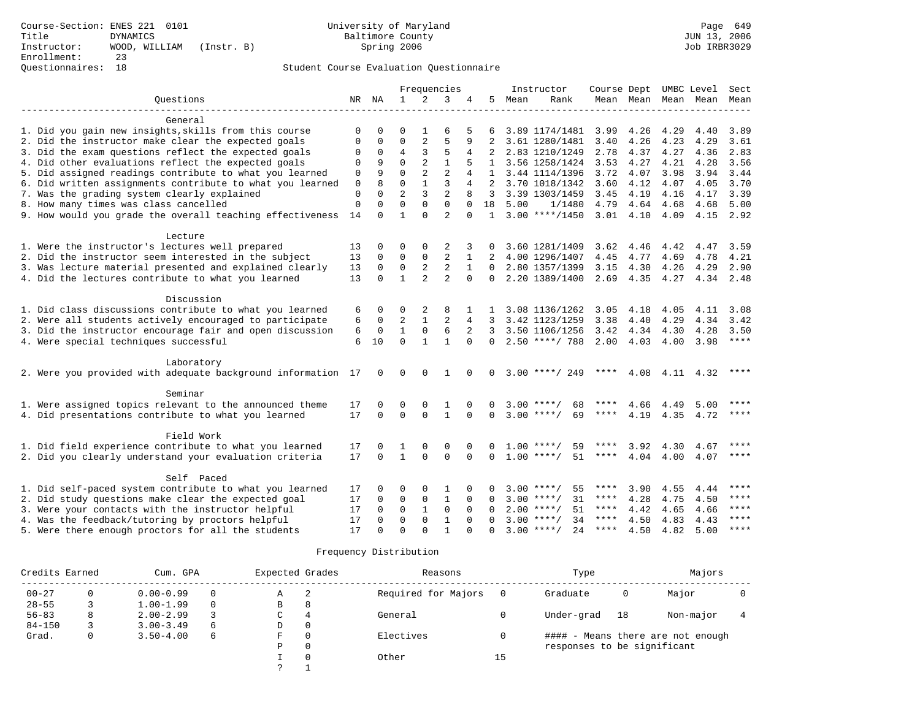Course-Section: ENES 221 0101
Title: DYNAMICS
Instructor: WOOD, WILLIAM (Instr. B)
Enrollment: 23
Questionnaires: 18

University of Maryland
Baltimore County
Spring 2006

JUN 13, 2006
Job IRBR3029

## Student Course Evaluation Questionnaire

| Questions | NR | NA | 1 | 2 | 3 | 4 | 5 | Instructor Mean | Rank | Course Mean | Dept Mean | UMBC Mean | Level Mean | Sect Mean |
|---|---|---|---|---|---|---|---|---|---|---|---|---|---|---|
| **General** | | | | | | | | | | | | | | |
| 1. Did you gain new insights,skills from this course | 0 | 0 | 0 | 1 | 6 | 5 | 6 | 3.89 | 1174/1481 | 3.99 | 4.26 | 4.29 | 4.40 | 3.89 |
| 2. Did the instructor make clear the expected goals | 0 | 0 | 0 | 2 | 5 | 9 | 2 | 3.61 | 1280/1481 | 3.40 | 4.26 | 4.23 | 4.29 | 3.61 |
| 3. Did the exam questions reflect the expected goals | 0 | 0 | 4 | 3 | 5 | 4 | 2 | 2.83 | 1210/1249 | 2.78 | 4.37 | 4.27 | 4.36 | 2.83 |
| 4. Did other evaluations reflect the expected goals | 0 | 9 | 0 | 2 | 1 | 5 | 1 | 3.56 | 1258/1424 | 3.53 | 4.27 | 4.21 | 4.28 | 3.56 |
| 5. Did assigned readings contribute to what you learned | 0 | 9 | 0 | 2 | 2 | 4 | 1 | 3.44 | 1114/1396 | 3.72 | 4.07 | 3.98 | 3.94 | 3.44 |
| 6. Did written assignments contribute to what you learned | 0 | 8 | 0 | 1 | 3 | 4 | 2 | 3.70 | 1018/1342 | 3.60 | 4.12 | 4.07 | 4.05 | 3.70 |
| 7. Was the grading system clearly explained | 0 | 0 | 2 | 3 | 2 | 8 | 3 | 3.39 | 1303/1459 | 3.45 | 4.19 | 4.16 | 4.17 | 3.39 |
| 8. How many times was class cancelled | 0 | 0 | 0 | 0 | 0 | 0 | 18 | 5.00 | 1/1480 | 4.79 | 4.64 | 4.68 | 4.68 | 5.00 |
| 9. How would you grade the overall teaching effectiveness | 14 | 0 | 1 | 0 | 2 | 0 | 1 | 3.00 | ****/1450 | 3.01 | 4.10 | 4.09 | 4.15 | 2.92 |
| **Lecture** | | | | | | | | | | | | | | |
| 1. Were the instructor's lectures well prepared | 13 | 0 | 0 | 0 | 2 | 3 | 0 | 3.60 | 1281/1409 | 3.62 | 4.46 | 4.42 | 4.47 | 3.59 |
| 2. Did the instructor seem interested in the subject | 13 | 0 | 0 | 0 | 2 | 1 | 2 | 4.00 | 1296/1407 | 4.45 | 4.77 | 4.69 | 4.78 | 4.21 |
| 3. Was lecture material presented and explained clearly | 13 | 0 | 0 | 2 | 2 | 1 | 0 | 2.80 | 1357/1399 | 3.15 | 4.30 | 4.26 | 4.29 | 2.90 |
| 4. Did the lectures contribute to what you learned | 13 | 0 | 1 | 2 | 2 | 0 | 0 | 2.20 | 1389/1400 | 2.69 | 4.35 | 4.27 | 4.34 | 2.48 |
| **Discussion** | | | | | | | | | | | | | | |
| 1. Did class discussions contribute to what you learned | 6 | 0 | 0 | 2 | 8 | 1 | 1 | 3.08 | 1136/1262 | 3.05 | 4.18 | 4.05 | 4.11 | 3.08 |
| 2. Were all students actively encouraged to participate | 6 | 0 | 2 | 1 | 2 | 4 | 3 | 3.42 | 1123/1259 | 3.38 | 4.40 | 4.29 | 4.34 | 3.42 |
| 3. Did the instructor encourage fair and open discussion | 6 | 0 | 1 | 0 | 6 | 2 | 3 | 3.50 | 1106/1256 | 3.42 | 4.34 | 4.30 | 4.28 | 3.50 |
| 4. Were special techniques successful | 6 | 10 | 0 | 1 | 1 | 0 | 0 | 2.50 | ****/ 788 | 2.00 | 4.03 | 4.00 | 3.98 | **** |
| **Laboratory** | | | | | | | | | | | | | | |
| 2. Were you provided with adequate background information | 17 | 0 | 0 | 0 | 1 | 0 | 0 | 3.00 | ****/ 249 | **** | 4.08 | 4.11 | 4.32 | **** |
| **Seminar** | | | | | | | | | | | | | | |
| 1. Were assigned topics relevant to the announced theme | 17 | 0 | 0 | 0 | 1 | 0 | 0 | 3.00 | ****/ 68 | **** | 4.66 | 4.49 | 5.00 | **** |
| 4. Did presentations contribute to what you learned | 17 | 0 | 0 | 0 | 1 | 0 | 0 | 3.00 | ****/ 69 | **** | 4.19 | 4.35 | 4.72 | **** |
| **Field Work** | | | | | | | | | | | | | | |
| 1. Did field experience contribute to what you learned | 17 | 0 | 1 | 0 | 0 | 0 | 0 | 1.00 | ****/ 59 | **** | 3.92 | 4.30 | 4.67 | **** |
| 2. Did you clearly understand your evaluation criteria | 17 | 0 | 1 | 0 | 0 | 0 | 0 | 1.00 | ****/ 51 | **** | 4.04 | 4.00 | 4.07 | **** |
| **Self Paced** | | | | | | | | | | | | | | |
| 1. Did self-paced system contribute to what you learned | 17 | 0 | 0 | 0 | 1 | 0 | 0 | 3.00 | ****/ 55 | **** | 3.90 | 4.55 | 4.44 | **** |
| 2. Did study questions make clear the expected goal | 17 | 0 | 0 | 0 | 1 | 0 | 0 | 3.00 | ****/ 31 | **** | 4.28 | 4.75 | 4.50 | **** |
| 3. Were your contacts with the instructor helpful | 17 | 0 | 0 | 1 | 0 | 0 | 0 | 2.00 | ****/ 51 | **** | 4.42 | 4.65 | 4.66 | **** |
| 4. Was the feedback/tutoring by proctors helpful | 17 | 0 | 0 | 0 | 1 | 0 | 0 | 3.00 | ****/ 34 | **** | 4.50 | 4.83 | 4.43 | **** |
| 5. Were there enough proctors for all the students | 17 | 0 | 0 | 0 | 1 | 0 | 0 | 3.00 | ****/ 24 | **** | 4.50 | 4.82 | 5.00 | **** |

### Frequency Distribution

| Credits Earned | | Cum. GPA | | Expected Grades | | Reasons | | Type | | Majors | |
|---|---|---|---|---|---|---|---|---|---|---|---|
| 00-27 | 0 | 0.00-0.99 | 0 | A | 2 | Required for Majors | 0 | Graduate | 0 | Major | 0 |
| 28-55 | 3 | 1.00-1.99 | 0 | B | 8 | | | | | | |
| 56-83 | 8 | 2.00-2.99 | 3 | C | 4 | General | 0 | Under-grad | 18 | Non-major | 4 |
| 84-150 | 3 | 3.00-3.49 | 6 | D | 0 | | | | | | |
| Grad. | 0 | 3.50-4.00 | 6 | F | 0 | Electives | 0 | #### - Means there are not enough responses to be significant | | | |
| | | | | P | 0 | | | | | | |
| | | | | I | 0 | Other | 15 | | | | |
| | | | | ? | 1 | | | | | | |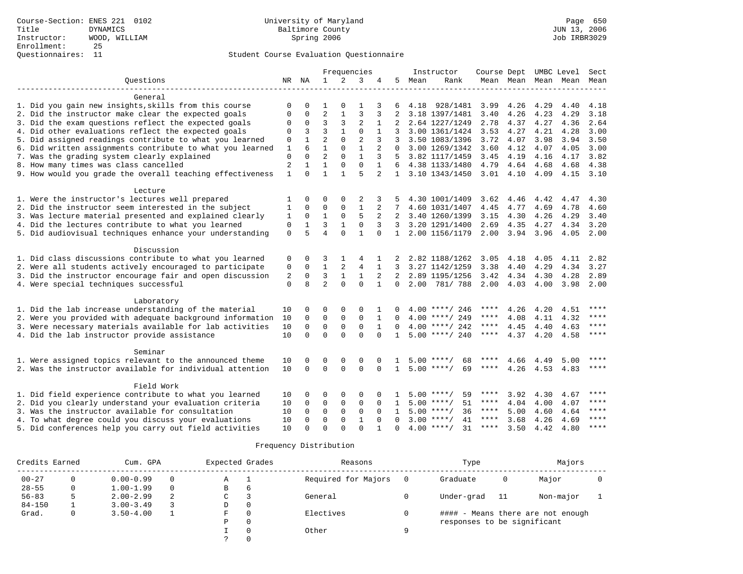Course-Section: ENES 221 0102
Title: DYNAMICS
Instructor: WOOD, WILLIAM
Enrollment: 25
Questionnaires: 11

University of Maryland
Baltimore County
Spring 2006

Page 650
JUN 13, 2006
Job IRBR3029

## Student Course Evaluation Questionnaire

| Questions | NR | NA | 1 | 2 | 3 | 4 | 5 | Instructor Mean | Rank | Course Mean | Dept Mean | UMBC Level Mean | Level Mean | Sect Mean |
|---|---|---|---|---|---|---|---|---|---|---|---|---|---|---|
| **General** | | | | | | | | | | | | | | |
| 1. Did you gain new insights,skills from this course | 0 | 0 | 1 | 0 | 1 | 3 | 6 | 4.18 | 928/1481 | 3.99 | 4.26 | 4.29 | 4.40 | 4.18 |
| 2. Did the instructor make clear the expected goals | 0 | 0 | 2 | 1 | 3 | 3 | 2 | 3.18 | 1397/1481 | 3.40 | 4.26 | 4.23 | 4.29 | 3.18 |
| 3. Did the exam questions reflect the expected goals | 0 | 0 | 3 | 3 | 2 | 1 | 2 | 2.64 | 1227/1249 | 2.78 | 4.37 | 4.27 | 4.36 | 2.64 |
| 4. Did other evaluations reflect the expected goals | 0 | 3 | 3 | 1 | 0 | 1 | 3 | 3.00 | 1361/1424 | 3.53 | 4.27 | 4.21 | 4.28 | 3.00 |
| 5. Did assigned readings contribute to what you learned | 0 | 1 | 2 | 0 | 2 | 3 | 3 | 3.50 | 1083/1396 | 3.72 | 4.07 | 3.98 | 3.94 | 3.50 |
| 6. Did written assignments contribute to what you learned | 1 | 6 | 1 | 0 | 1 | 2 | 0 | 3.00 | 1269/1342 | 3.60 | 4.12 | 4.07 | 4.05 | 3.00 |
| 7. Was the grading system clearly explained | 0 | 0 | 2 | 0 | 1 | 3 | 5 | 3.82 | 1117/1459 | 3.45 | 4.19 | 4.16 | 4.17 | 3.82 |
| 8. How many times was class cancelled | 2 | 1 | 1 | 0 | 0 | 1 | 6 | 4.38 | 1133/1480 | 4.79 | 4.64 | 4.68 | 4.68 | 4.38 |
| 9. How would you grade the overall teaching effectiveness | 1 | 0 | 1 | 1 | 5 | 2 | 1 | 3.10 | 1343/1450 | 3.01 | 4.10 | 4.09 | 4.15 | 3.10 |
| **Lecture** | | | | | | | | | | | | | | |
| 1. Were the instructor's lectures well prepared | 1 | 0 | 0 | 0 | 2 | 3 | 5 | 4.30 | 1001/1409 | 3.62 | 4.46 | 4.42 | 4.47 | 4.30 |
| 2. Did the instructor seem interested in the subject | 1 | 0 | 0 | 0 | 1 | 2 | 7 | 4.60 | 1031/1407 | 4.45 | 4.77 | 4.69 | 4.78 | 4.60 |
| 3. Was lecture material presented and explained clearly | 1 | 0 | 1 | 0 | 5 | 2 | 2 | 3.40 | 1260/1399 | 3.15 | 4.30 | 4.26 | 4.29 | 3.40 |
| 4. Did the lectures contribute to what you learned | 0 | 1 | 3 | 1 | 0 | 3 | 3 | 3.20 | 1291/1400 | 2.69 | 4.35 | 4.27 | 4.34 | 3.20 |
| 5. Did audiovisual techniques enhance your understanding | 0 | 5 | 4 | 0 | 1 | 0 | 1 | 2.00 | 1156/1179 | 2.00 | 3.94 | 3.96 | 4.05 | 2.00 |
| **Discussion** | | | | | | | | | | | | | | |
| 1. Did class discussions contribute to what you learned | 0 | 0 | 3 | 1 | 4 | 1 | 2 | 2.82 | 1188/1262 | 3.05 | 4.18 | 4.05 | 4.11 | 2.82 |
| 2. Were all students actively encouraged to participate | 0 | 0 | 1 | 2 | 4 | 1 | 3 | 3.27 | 1142/1259 | 3.38 | 4.40 | 4.29 | 4.34 | 3.27 |
| 3. Did the instructor encourage fair and open discussion | 2 | 0 | 3 | 1 | 1 | 2 | 2 | 2.89 | 1195/1256 | 3.42 | 4.34 | 4.30 | 4.28 | 2.89 |
| 4. Were special techniques successful | 0 | 8 | 2 | 0 | 0 | 1 | 0 | 2.00 | 781/ 788 | 2.00 | 4.03 | 4.00 | 3.98 | 2.00 |
| **Laboratory** | | | | | | | | | | | | | | |
| 1. Did the lab increase understanding of the material | 10 | 0 | 0 | 0 | 0 | 1 | 0 | 4.00 | ****/ 246 | **** | 4.26 | 4.20 | 4.51 | **** |
| 2. Were you provided with adequate background information | 10 | 0 | 0 | 0 | 0 | 1 | 0 | 4.00 | ****/ 249 | **** | 4.08 | 4.11 | 4.32 | **** |
| 3. Were necessary materials available for lab activities | 10 | 0 | 0 | 0 | 0 | 1 | 0 | 4.00 | ****/ 242 | **** | 4.45 | 4.40 | 4.63 | **** |
| 4. Did the lab instructor provide assistance | 10 | 0 | 0 | 0 | 0 | 0 | 1 | 5.00 | ****/ 240 | **** | 4.37 | 4.20 | 4.58 | **** |
| **Seminar** | | | | | | | | | | | | | | |
| 1. Were assigned topics relevant to the announced theme | 10 | 0 | 0 | 0 | 0 | 0 | 1 | 5.00 | ****/ 68 | **** | 4.66 | 4.49 | 5.00 | **** |
| 2. Was the instructor available for individual attention | 10 | 0 | 0 | 0 | 0 | 0 | 1 | 5.00 | ****/ 69 | **** | 4.26 | 4.53 | 4.83 | **** |
| **Field Work** | | | | | | | | | | | | | | |
| 1. Did field experience contribute to what you learned | 10 | 0 | 0 | 0 | 0 | 0 | 1 | 5.00 | ****/ 59 | **** | 3.92 | 4.30 | 4.67 | **** |
| 2. Did you clearly understand your evaluation criteria | 10 | 0 | 0 | 0 | 0 | 0 | 1 | 5.00 | ****/ 51 | **** | 4.04 | 4.00 | 4.07 | **** |
| 3. Was the instructor available for consultation | 10 | 0 | 0 | 0 | 0 | 0 | 1 | 5.00 | ****/ 36 | **** | 5.00 | 4.60 | 4.64 | **** |
| 4. To what degree could you discuss your evaluations | 10 | 0 | 0 | 0 | 1 | 0 | 0 | 3.00 | ****/ 41 | **** | 3.68 | 4.26 | 4.69 | **** |
| 5. Did conferences help you carry out field activities | 10 | 0 | 0 | 0 | 0 | 1 | 0 | 4.00 | ****/ 31 | **** | 3.50 | 4.42 | 4.80 | **** |

### Frequency Distribution

| Credits Earned | | Cum. GPA | | Expected Grades | | Reasons | | Type | | Majors | |
|---|---|---|---|---|---|---|---|---|---|---|---|
| 00-27 | 0 | 0.00-0.99 | 0 | A | 1 | Required for Majors | 0 | Graduate | 0 | Major | 0 |
| 28-55 | 0 | 1.00-1.99 | 0 | B | 6 | | | | | | |
| 56-83 | 5 | 2.00-2.99 | 2 | C | 3 | General | 0 | Under-grad | 11 | Non-major | 1 |
| 84-150 | 1 | 3.00-3.49 | 3 | D | 0 | | | | | | |
| Grad. | 0 | 3.50-4.00 | 1 | F | 0 | Electives | 0 | | | | |
| | | | | P | 0 | | | | | | |
| | | | | I | 0 | Other | 9 | | | | |
| | | | | ? | 0 | | | | | | |

#### - Means there are not enough responses to be significant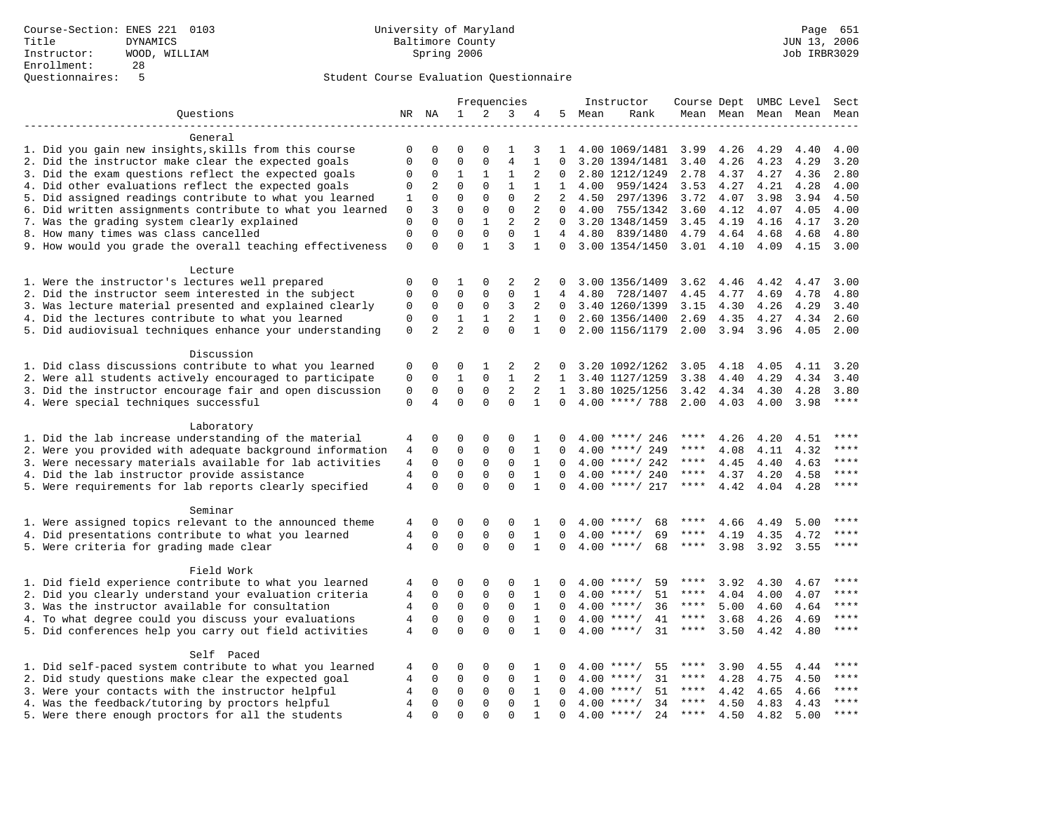Course-Section: ENES 221 0103
Title: DYNAMICS
Instructor: WOOD, WILLIAM
Enrollment: 28
Questionnaires: 5

University of Maryland
Baltimore County
Spring 2006

JUN 13, 2006
Job IRBR3029

Student Course Evaluation Questionnaire

| Questions | NR | NA | 1 | 2 | 3 | 4 | 5 | Instructor Mean | Instructor Rank | Course Mean | Dept Mean | UMBC Level Mean | Level Mean | Sect Mean |
|---|---|---|---|---|---|---|---|---|---|---|---|---|---|---|
| **General** | | | | | | | | | | | | | | |
| 1. Did you gain new insights,skills from this course | 0 | 0 | 0 | 0 | 1 | 3 | 1 | 4.00 | 1069/1481 | 3.99 | 4.26 | 4.29 | 4.40 | 4.00 |
| 2. Did the instructor make clear the expected goals | 0 | 0 | 0 | 0 | 4 | 1 | 0 | 3.20 | 1394/1481 | 3.40 | 4.26 | 4.23 | 4.29 | 3.20 |
| 3. Did the exam questions reflect the expected goals | 0 | 0 | 1 | 1 | 1 | 2 | 0 | 2.80 | 1212/1249 | 2.78 | 4.37 | 4.27 | 4.36 | 2.80 |
| 4. Did other evaluations reflect the expected goals | 0 | 2 | 0 | 0 | 1 | 1 | 1 | 4.00 | 959/1424 | 3.53 | 4.27 | 4.21 | 4.28 | 4.00 |
| 5. Did assigned readings contribute to what you learned | 1 | 0 | 0 | 0 | 0 | 2 | 2 | 4.50 | 297/1396 | 3.72 | 4.07 | 3.98 | 3.94 | 4.50 |
| 6. Did written assignments contribute to what you learned | 0 | 3 | 0 | 0 | 0 | 2 | 0 | 4.00 | 755/1342 | 3.60 | 4.12 | 4.07 | 4.05 | 4.00 |
| 7. Was the grading system clearly explained | 0 | 0 | 0 | 1 | 2 | 2 | 0 | 3.20 | 1348/1459 | 3.45 | 4.19 | 4.16 | 4.17 | 3.20 |
| 8. How many times was class cancelled | 0 | 0 | 0 | 0 | 0 | 1 | 4 | 4.80 | 839/1480 | 4.79 | 4.64 | 4.68 | 4.68 | 4.80 |
| 9. How would you grade the overall teaching effectiveness | 0 | 0 | 0 | 1 | 3 | 1 | 0 | 3.00 | 1354/1450 | 3.01 | 4.10 | 4.09 | 4.15 | 3.00 |
| **Lecture** | | | | | | | | | | | | | | |
| 1. Were the instructor's lectures well prepared | 0 | 0 | 1 | 0 | 2 | 2 | 0 | 3.00 | 1356/1409 | 3.62 | 4.46 | 4.42 | 4.47 | 3.00 |
| 2. Did the instructor seem interested in the subject | 0 | 0 | 0 | 0 | 0 | 1 | 4 | 4.80 | 728/1407 | 4.45 | 4.77 | 4.69 | 4.78 | 4.80 |
| 3. Was lecture material presented and explained clearly | 0 | 0 | 0 | 0 | 3 | 2 | 0 | 3.40 | 1260/1399 | 3.15 | 4.30 | 4.26 | 4.29 | 3.40 |
| 4. Did the lectures contribute to what you learned | 0 | 0 | 1 | 1 | 2 | 1 | 0 | 2.60 | 1356/1400 | 2.69 | 4.35 | 4.27 | 4.34 | 2.60 |
| 5. Did audiovisual techniques enhance your understanding | 0 | 2 | 2 | 0 | 0 | 1 | 0 | 2.00 | 1156/1179 | 2.00 | 3.94 | 3.96 | 4.05 | 2.00 |
| **Discussion** | | | | | | | | | | | | | | |
| 1. Did class discussions contribute to what you learned | 0 | 0 | 0 | 1 | 2 | 2 | 0 | 3.20 | 1092/1262 | 3.05 | 4.18 | 4.05 | 4.11 | 3.20 |
| 2. Were all students actively encouraged to participate | 0 | 0 | 1 | 0 | 1 | 2 | 1 | 3.40 | 1127/1259 | 3.38 | 4.40 | 4.29 | 4.34 | 3.40 |
| 3. Did the instructor encourage fair and open discussion | 0 | 0 | 0 | 0 | 2 | 2 | 1 | 3.80 | 1025/1256 | 3.42 | 4.34 | 4.30 | 4.28 | 3.80 |
| 4. Were special techniques successful | 0 | 4 | 0 | 0 | 0 | 1 | 0 | 4.00 | ****/ 788 | 2.00 | 4.03 | 4.00 | 3.98 | **** |
| **Laboratory** | | | | | | | | | | | | | | |
| 1. Did the lab increase understanding of the material | 4 | 0 | 0 | 0 | 0 | 1 | 0 | 4.00 | ****/ 246 | **** | 4.26 | 4.20 | 4.51 | **** |
| 2. Were you provided with adequate background information | 4 | 0 | 0 | 0 | 0 | 1 | 0 | 4.00 | ****/ 249 | **** | 4.08 | 4.11 | 4.32 | **** |
| 3. Were necessary materials available for lab activities | 4 | 0 | 0 | 0 | 0 | 1 | 0 | 4.00 | ****/ 242 | **** | 4.45 | 4.40 | 4.63 | **** |
| 4. Did the lab instructor provide assistance | 4 | 0 | 0 | 0 | 0 | 1 | 0 | 4.00 | ****/ 240 | **** | 4.37 | 4.20 | 4.58 | **** |
| 5. Were requirements for lab reports clearly specified | 4 | 0 | 0 | 0 | 0 | 1 | 0 | 4.00 | ****/ 217 | **** | 4.42 | 4.04 | 4.28 | **** |
| **Seminar** | | | | | | | | | | | | | | |
| 1. Were assigned topics relevant to the announced theme | 4 | 0 | 0 | 0 | 0 | 1 | 0 | 4.00 | ****/ 68 | **** | 4.66 | 4.49 | 5.00 | **** |
| 4. Did presentations contribute to what you learned | 4 | 0 | 0 | 0 | 0 | 1 | 0 | 4.00 | ****/ 69 | **** | 4.19 | 4.35 | 4.72 | **** |
| 5. Were criteria for grading made clear | 4 | 0 | 0 | 0 | 0 | 1 | 0 | 4.00 | ****/ 68 | **** | 3.98 | 3.92 | 3.55 | **** |
| **Field Work** | | | | | | | | | | | | | | |
| 1. Did field experience contribute to what you learned | 4 | 0 | 0 | 0 | 0 | 1 | 0 | 4.00 | ****/ 59 | **** | 3.92 | 4.30 | 4.67 | **** |
| 2. Did you clearly understand your evaluation criteria | 4 | 0 | 0 | 0 | 0 | 1 | 0 | 4.00 | ****/ 51 | **** | 4.04 | 4.00 | 4.07 | **** |
| 3. Was the instructor available for consultation | 4 | 0 | 0 | 0 | 0 | 1 | 0 | 4.00 | ****/ 36 | **** | 5.00 | 4.60 | 4.64 | **** |
| 4. To what degree could you discuss your evaluations | 4 | 0 | 0 | 0 | 0 | 1 | 0 | 4.00 | ****/ 41 | **** | 3.68 | 4.26 | 4.69 | **** |
| 5. Did conferences help you carry out field activities | 4 | 0 | 0 | 0 | 0 | 1 | 0 | 4.00 | ****/ 31 | **** | 3.50 | 4.42 | 4.80 | **** |
| **Self Paced** | | | | | | | | | | | | | | |
| 1. Did self-paced system contribute to what you learned | 4 | 0 | 0 | 0 | 0 | 1 | 0 | 4.00 | ****/ 55 | **** | 3.90 | 4.55 | 4.44 | **** |
| 2. Did study questions make clear the expected goal | 4 | 0 | 0 | 0 | 0 | 1 | 0 | 4.00 | ****/ 31 | **** | 4.28 | 4.75 | 4.50 | **** |
| 3. Were your contacts with the instructor helpful | 4 | 0 | 0 | 0 | 0 | 1 | 0 | 4.00 | ****/ 51 | **** | 4.42 | 4.65 | 4.66 | **** |
| 4. Was the feedback/tutoring by proctors helpful | 4 | 0 | 0 | 0 | 0 | 1 | 0 | 4.00 | ****/ 34 | **** | 4.50 | 4.83 | 4.43 | **** |
| 5. Were there enough proctors for all the students | 4 | 0 | 0 | 0 | 0 | 1 | 0 | 4.00 | ****/ 24 | **** | 4.50 | 4.82 | 5.00 | **** |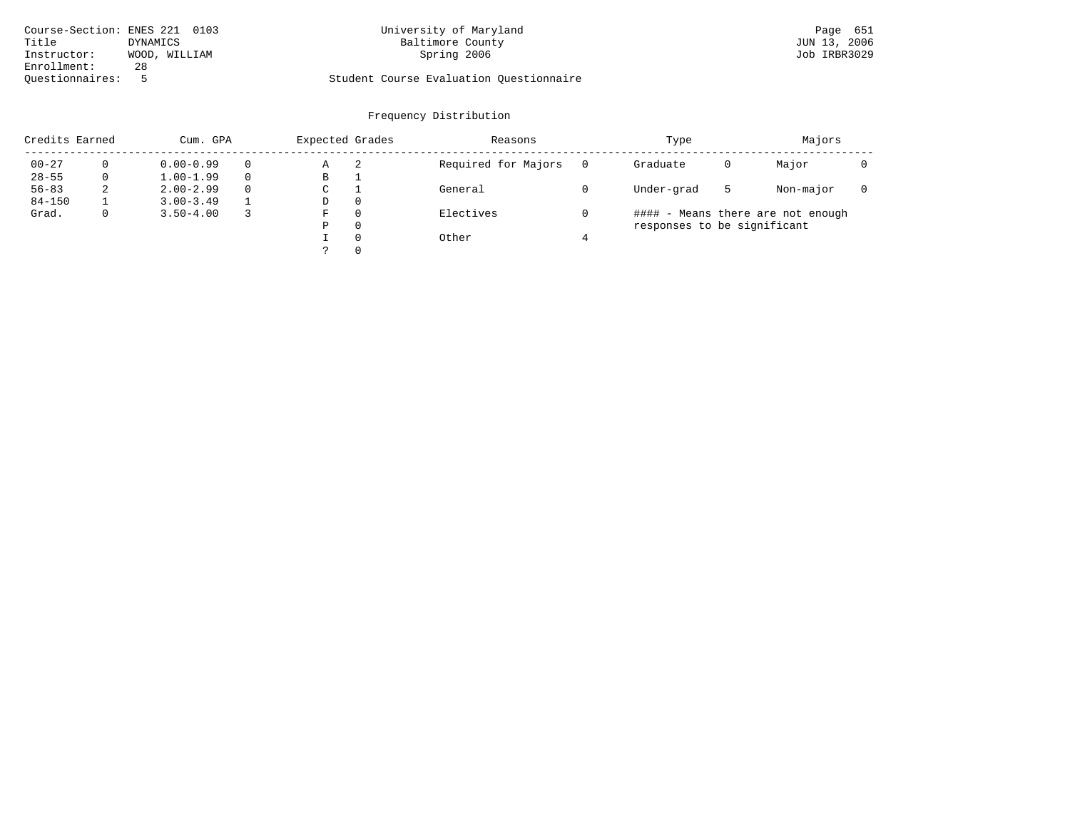Course-Section: ENES 221 0103
Title: DYNAMICS
Instructor: WOOD, WILLIAM
Enrollment: 28
Questionnaires: 5

University of Maryland
Baltimore County
Spring 2006

Student Course Evaluation Questionnaire

Page 651
JUN 13, 2006
Job IRBR3029

## Frequency Distribution

| Credits Earned | | Cum. GPA | | Expected Grades | | Reasons | | Type | | Majors | |
|---|---|---|---|---|---|---|---|---|---|---|---|
| 00-27 | 0 | 0.00-0.99 | 0 | A | 2 | Required for Majors | 0 | Graduate | 0 | Major | 0 |
| 28-55 | 0 | 1.00-1.99 | 0 | B | 1 | | | | | | |
| 56-83 | 2 | 2.00-2.99 | 0 | C | 1 | General | 0 | Under-grad | 5 | Non-major | 0 |
| 84-150 | 1 | 3.00-3.49 | 1 | D | 0 | | | | | | |
| Grad. | 0 | 3.50-4.00 | 3 | F | 0 | Electives | 0 | | | | |
| | | | | P | 0 | | | | | | |
| | | | | I | 0 | Other | 4 | | | | |
| | | | | ? | 0 | | | | | | |

#### - Means there are not enough responses to be significant